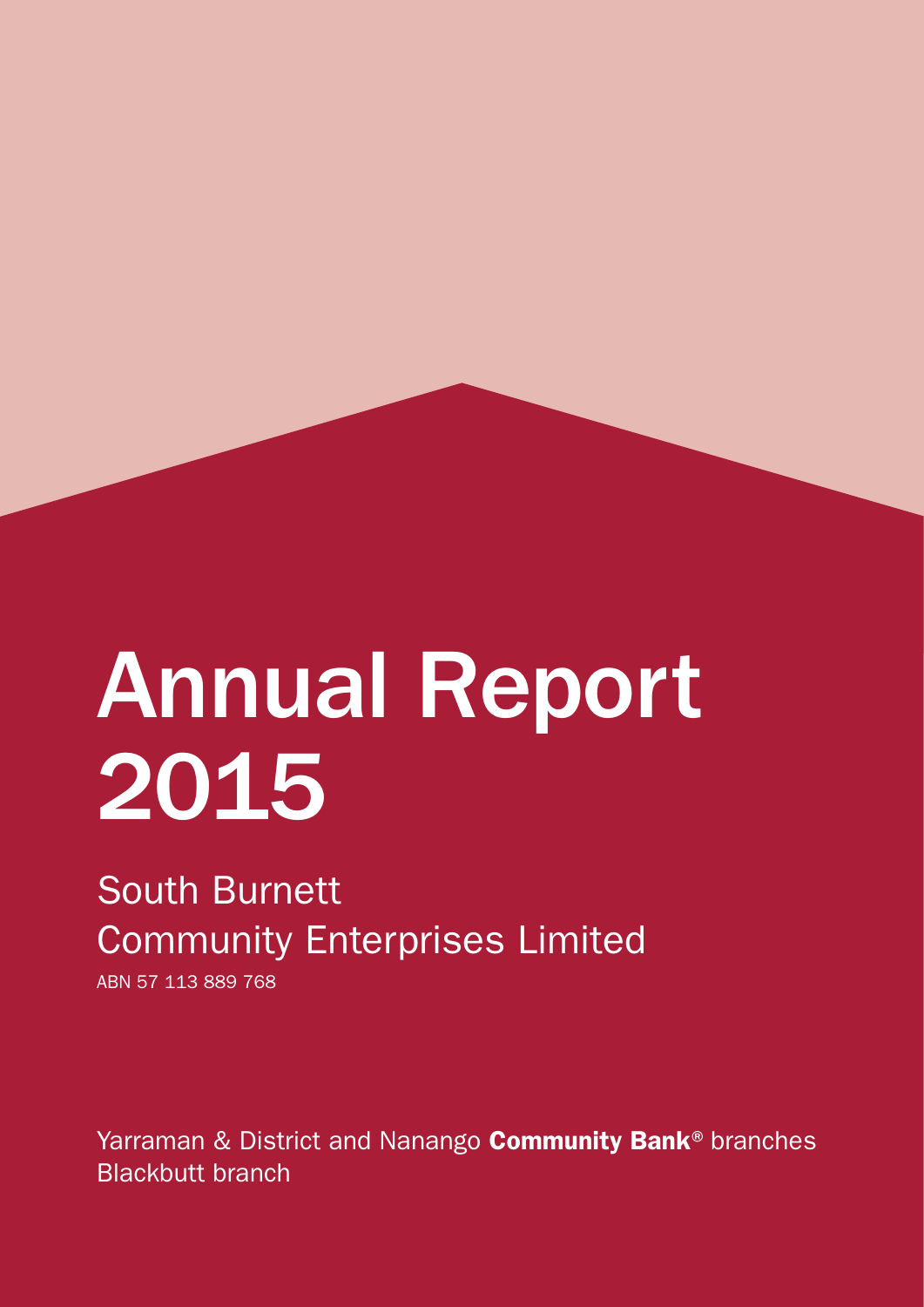# Annual Report 2015

## South Burnett Community Enterprises Limited

ABN 57 113 889 768

Yarraman & District and Nanango **Community Bank**® branches
Blackbutt branch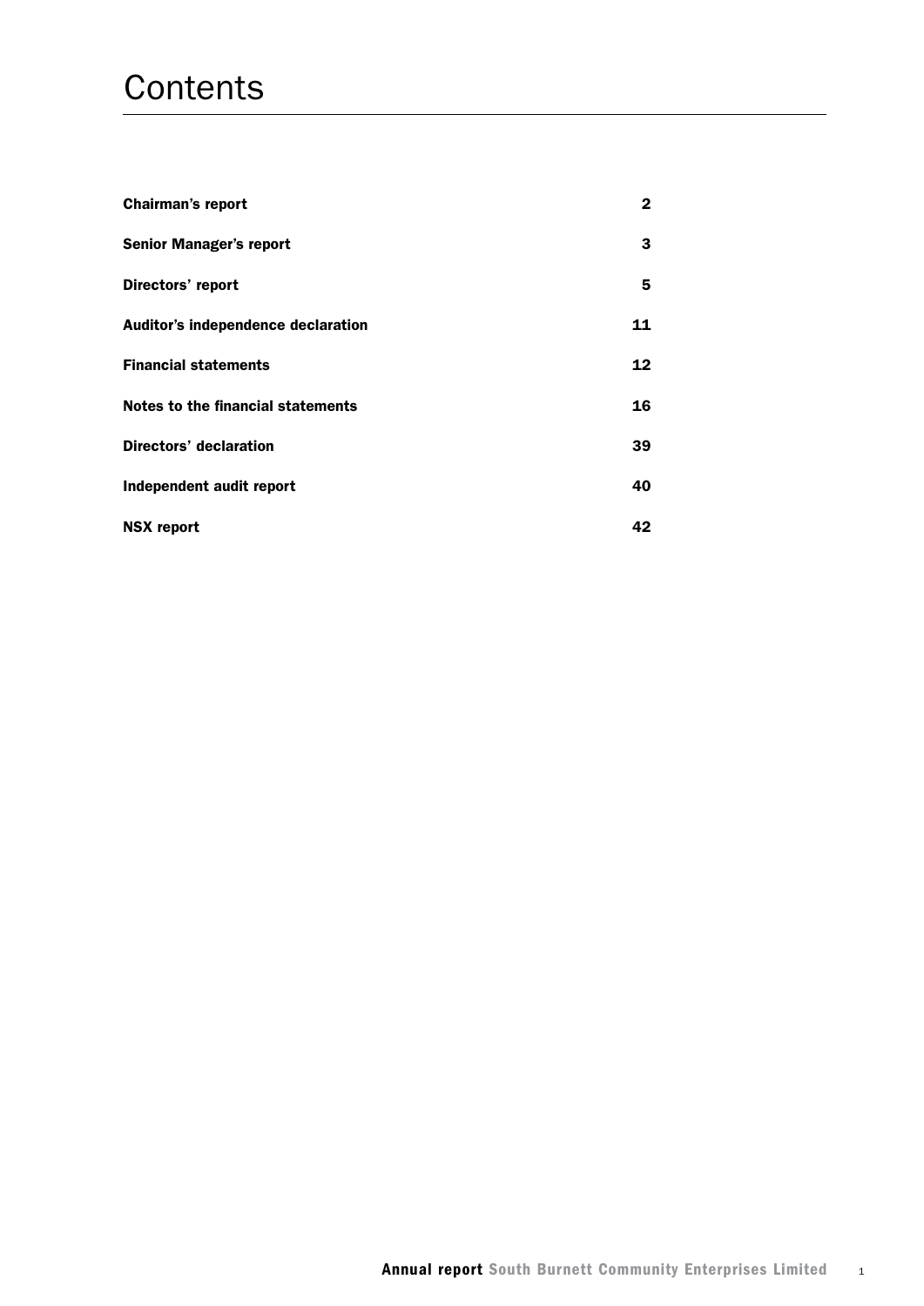# Contents

| | |
|---|---|
| **Chairman's report** | **2** |
| **Senior Manager's report** | **3** |
| **Directors' report** | **5** |
| **Auditor's independence declaration** | **11** |
| **Financial statements** | **12** |
| **Notes to the financial statements** | **16** |
| **Directors' declaration** | **39** |
| **Independent audit report** | **40** |
| **NSX report** | **42** |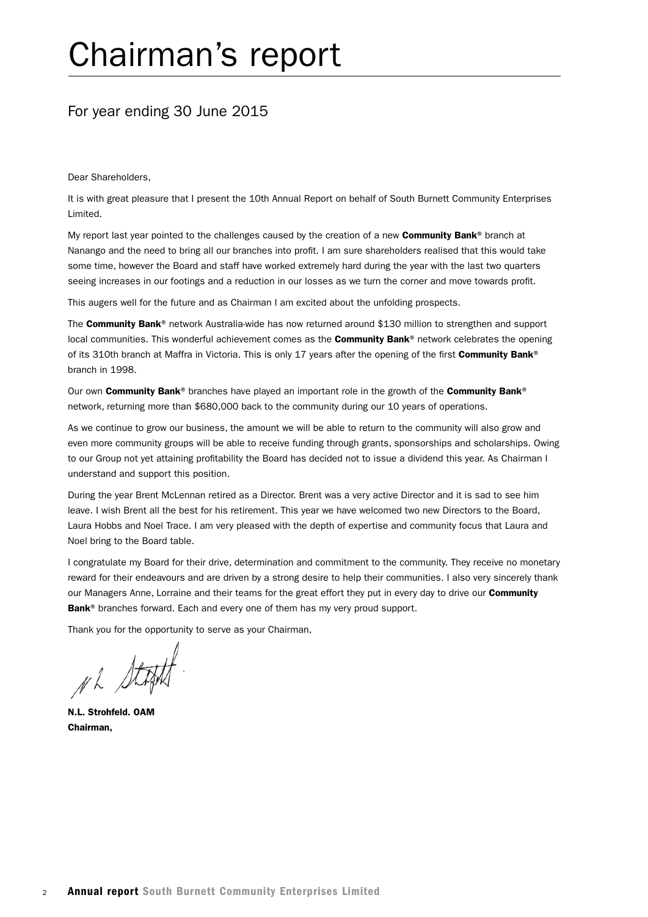# Chairman's report

## For year ending 30 June 2015

Dear Shareholders,

It is with great pleasure that I present the 10th Annual Report on behalf of South Burnett Community Enterprises Limited.

My report last year pointed to the challenges caused by the creation of a new **Community Bank**® branch at Nanango and the need to bring all our branches into profit. I am sure shareholders realised that this would take some time, however the Board and staff have worked extremely hard during the year with the last two quarters seeing increases in our footings and a reduction in our losses as we turn the corner and move towards profit.

This augers well for the future and as Chairman I am excited about the unfolding prospects.

The **Community Bank**® network Australia-wide has now returned around $130 million to strengthen and support local communities. This wonderful achievement comes as the **Community Bank**® network celebrates the opening of its 310th branch at Maffra in Victoria. This is only 17 years after the opening of the first **Community Bank**® branch in 1998.

Our own **Community Bank**® branches have played an important role in the growth of the **Community Bank**® network, returning more than $680,000 back to the community during our 10 years of operations.

As we continue to grow our business, the amount we will be able to return to the community will also grow and even more community groups will be able to receive funding through grants, sponsorships and scholarships. Owing to our Group not yet attaining profitability the Board has decided not to issue a dividend this year. As Chairman I understand and support this position.

During the year Brent McLennan retired as a Director. Brent was a very active Director and it is sad to see him leave. I wish Brent all the best for his retirement. This year we have welcomed two new Directors to the Board, Laura Hobbs and Noel Trace. I am very pleased with the depth of expertise and community focus that Laura and Noel bring to the Board table.

I congratulate my Board for their drive, determination and commitment to the community. They receive no monetary reward for their endeavours and are driven by a strong desire to help their communities. I also very sincerely thank our Managers Anne, Lorraine and their teams for the great effort they put in every day to drive our **Community Bank**® branches forward. Each and every one of them has my very proud support.

Thank you for the opportunity to serve as your Chairman,

**N.L. Strohfeld. OAM**
**Chairman,**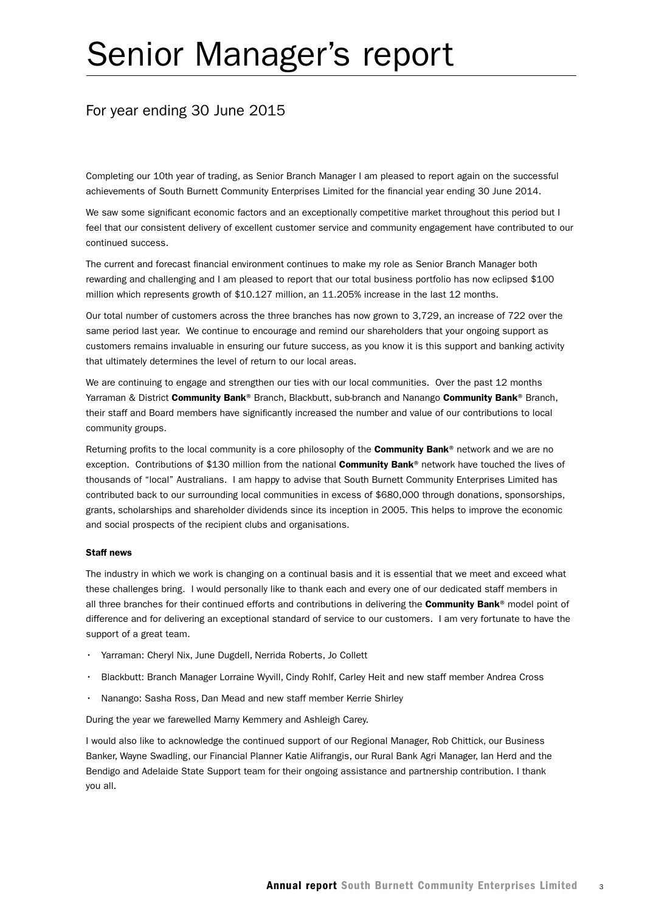# Senior Manager's report

## For year ending 30 June 2015

Completing our 10th year of trading, as Senior Branch Manager I am pleased to report again on the successful achievements of South Burnett Community Enterprises Limited for the financial year ending 30 June 2014.

We saw some significant economic factors and an exceptionally competitive market throughout this period but I feel that our consistent delivery of excellent customer service and community engagement have contributed to our continued success.

The current and forecast financial environment continues to make my role as Senior Branch Manager both rewarding and challenging and I am pleased to report that our total business portfolio has now eclipsed $100 million which represents growth of $10.127 million, an 11.205% increase in the last 12 months.

Our total number of customers across the three branches has now grown to 3,729, an increase of 722 over the same period last year. We continue to encourage and remind our shareholders that your ongoing support as customers remains invaluable in ensuring our future success, as you know it is this support and banking activity that ultimately determines the level of return to our local areas.

We are continuing to engage and strengthen our ties with our local communities. Over the past 12 months Yarraman & District **Community Bank**® Branch, Blackbutt, sub-branch and Nanango **Community Bank**® Branch, their staff and Board members have significantly increased the number and value of our contributions to local community groups.

Returning profits to the local community is a core philosophy of the **Community Bank**® network and we are no exception. Contributions of $130 million from the national **Community Bank**® network have touched the lives of thousands of "local" Australians. I am happy to advise that South Burnett Community Enterprises Limited has contributed back to our surrounding local communities in excess of $680,000 through donations, sponsorships, grants, scholarships and shareholder dividends since its inception in 2005. This helps to improve the economic and social prospects of the recipient clubs and organisations.

**Staff news**

The industry in which we work is changing on a continual basis and it is essential that we meet and exceed what these challenges bring. I would personally like to thank each and every one of our dedicated staff members in all three branches for their continued efforts and contributions in delivering the **Community Bank**® model point of difference and for delivering an exceptional standard of service to our customers. I am very fortunate to have the support of a great team.

- Yarraman: Cheryl Nix, June Dugdell, Nerrida Roberts, Jo Collett
- Blackbutt: Branch Manager Lorraine Wyvill, Cindy Rohlf, Carley Heit and new staff member Andrea Cross
- Nanango: Sasha Ross, Dan Mead and new staff member Kerrie Shirley

During the year we farewelled Marny Kemmery and Ashleigh Carey.

I would also like to acknowledge the continued support of our Regional Manager, Rob Chittick, our Business Banker, Wayne Swadling, our Financial Planner Katie Alifrangis, our Rural Bank Agri Manager, Ian Herd and the Bendigo and Adelaide State Support team for their ongoing assistance and partnership contribution. I thank you all.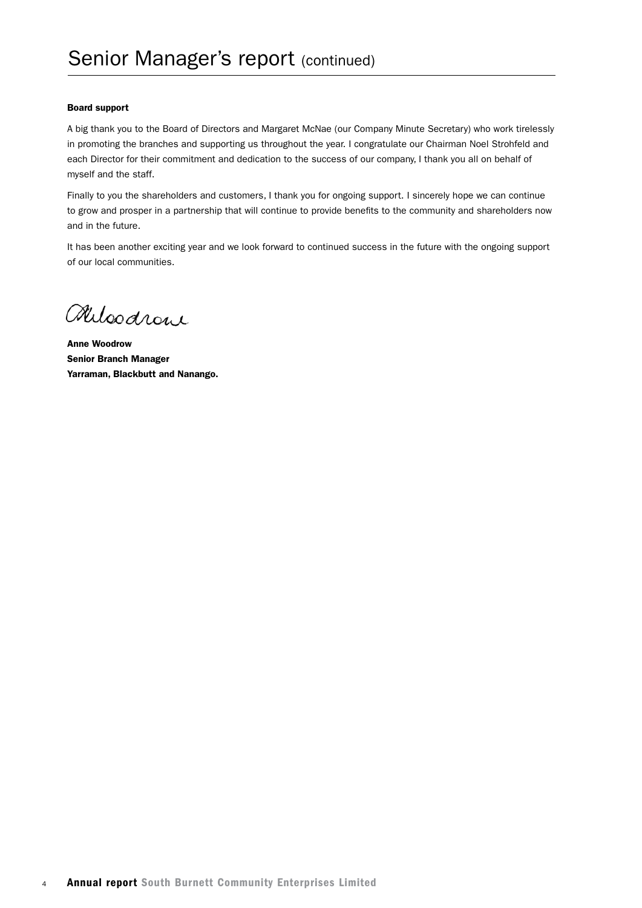# Senior Manager's report (continued)

**Board support**

A big thank you to the Board of Directors and Margaret McNae (our Company Minute Secretary) who work tirelessly in promoting the branches and supporting us throughout the year. I congratulate our Chairman Noel Strohfeld and each Director for their commitment and dedication to the success of our company, I thank you all on behalf of myself and the staff.

Finally to you the shareholders and customers, I thank you for ongoing support. I sincerely hope we can continue to grow and prosper in a partnership that will continue to provide benefits to the community and shareholders now and in the future.

It has been another exciting year and we look forward to continued success in the future with the ongoing support of our local communities.

**Anne Woodrow**
**Senior Branch Manager**
**Yarraman, Blackbutt and Nanango.**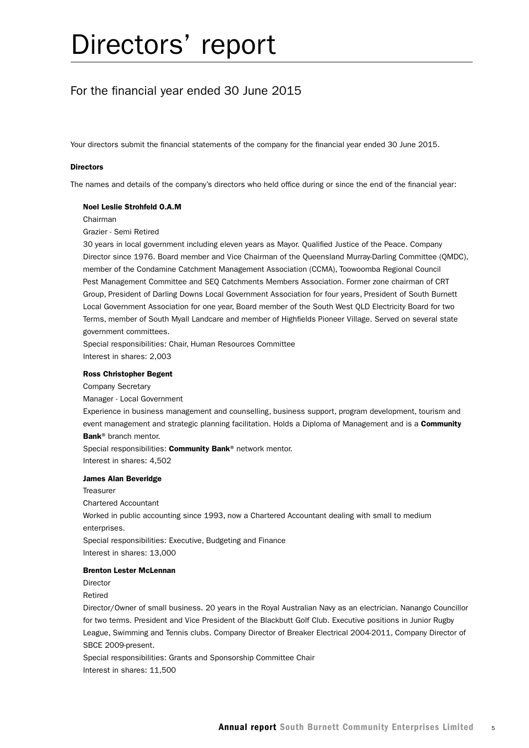# Directors' report

## For the financial year ended 30 June 2015

Your directors submit the financial statements of the company for the financial year ended 30 June 2015.

**Directors**

The names and details of the company's directors who held office during or since the end of the financial year:

**Noel Leslie Strohfeld O.A.M**

Chairman

Grazier - Semi Retired

30 years in local government including eleven years as Mayor. Qualified Justice of the Peace. Company Director since 1976. Board member and Vice Chairman of the Queensland Murray-Darling Committee (QMDC), member of the Condamine Catchment Management Association (CCMA), Toowoomba Regional Council Pest Management Committee and SEQ Catchments Members Association. Former zone chairman of CRT Group, President of Darling Downs Local Government Association for four years, President of South Burnett Local Government Association for one year, Board member of the South West QLD Electricity Board for two Terms, member of South Myall Landcare and member of Highfields Pioneer Village. Served on several state government committees.

Special responsibilities: Chair, Human Resources Committee

Interest in shares: 2,003

**Ross Christopher Begent**

Company Secretary

Manager - Local Government

Experience in business management and counselling, business support, program development, tourism and event management and strategic planning facilitation. Holds a Diploma of Management and is a **Community Bank**® branch mentor.

Special responsibilities: **Community Bank**® network mentor.

Interest in shares: 4,502

**James Alan Beveridge**

Treasurer

Chartered Accountant

Worked in public accounting since 1993, now a Chartered Accountant dealing with small to medium enterprises.

Special responsibilities: Executive, Budgeting and Finance

Interest in shares: 13,000

**Brenton Lester McLennan**

Director

Retired

Director/Owner of small business. 20 years in the Royal Australian Navy as an electrician. Nanango Councillor for two terms. President and Vice President of the Blackbutt Golf Club. Executive positions in Junior Rugby League, Swimming and Tennis clubs. Company Director of Breaker Electrical 2004-2011, Company Director of SBCE 2009-present.

Special responsibilities: Grants and Sponsorship Committee Chair

Interest in shares: 11,500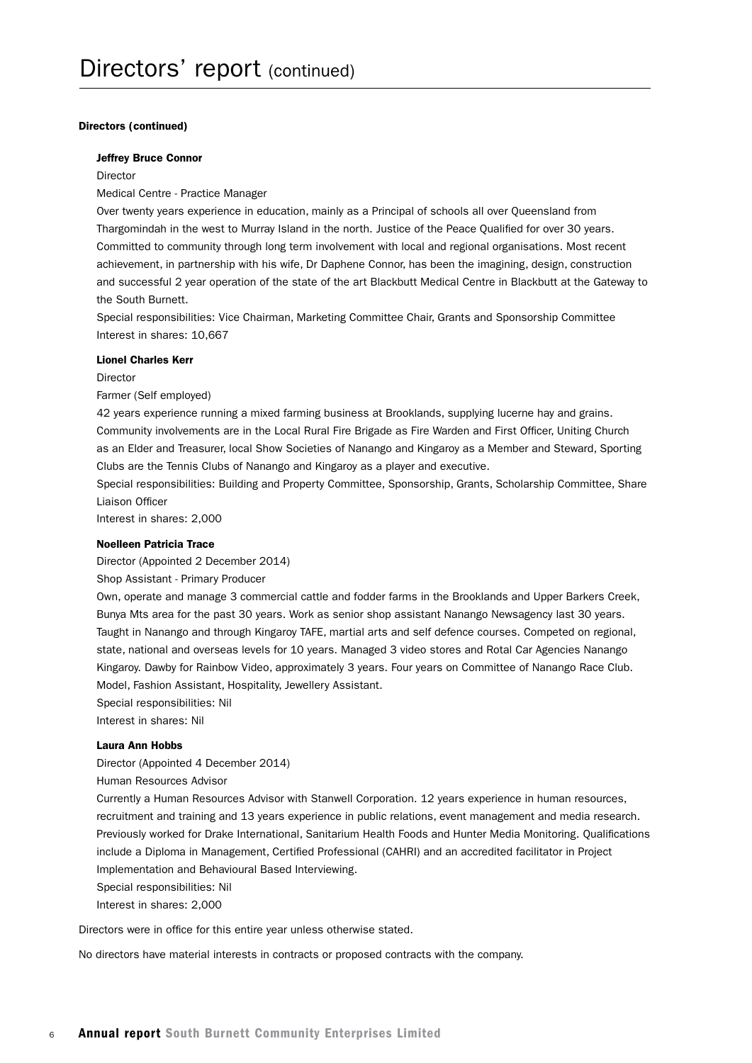# Directors' report (continued)

**Directors (continued)**

**Jeffrey Bruce Connor**

Director

Medical Centre - Practice Manager

Over twenty years experience in education, mainly as a Principal of schools all over Queensland from Thargomindah in the west to Murray Island in the north. Justice of the Peace Qualified for over 30 years. Committed to community through long term involvement with local and regional organisations. Most recent achievement, in partnership with his wife, Dr Daphene Connor, has been the imagining, design, construction and successful 2 year operation of the state of the art Blackbutt Medical Centre in Blackbutt at the Gateway to the South Burnett.

Special responsibilities: Vice Chairman, Marketing Committee Chair, Grants and Sponsorship Committee

Interest in shares: 10,667

**Lionel Charles Kerr**

Director

Farmer (Self employed)

42 years experience running a mixed farming business at Brooklands, supplying lucerne hay and grains. Community involvements are in the Local Rural Fire Brigade as Fire Warden and First Officer, Uniting Church as an Elder and Treasurer, local Show Societies of Nanango and Kingaroy as a Member and Steward, Sporting Clubs are the Tennis Clubs of Nanango and Kingaroy as a player and executive.

Special responsibilities: Building and Property Committee, Sponsorship, Grants, Scholarship Committee, Share Liaison Officer

Interest in shares: 2,000

**Noelleen Patricia Trace**

Director (Appointed 2 December 2014)

Shop Assistant - Primary Producer

Own, operate and manage 3 commercial cattle and fodder farms in the Brooklands and Upper Barkers Creek, Bunya Mts area for the past 30 years. Work as senior shop assistant Nanango Newsagency last 30 years. Taught in Nanango and through Kingaroy TAFE, martial arts and self defence courses. Competed on regional, state, national and overseas levels for 10 years. Managed 3 video stores and Rotal Car Agencies Nanango Kingaroy. Dawby for Rainbow Video, approximately 3 years. Four years on Committee of Nanango Race Club. Model, Fashion Assistant, Hospitality, Jewellery Assistant.

Special responsibilities: Nil

Interest in shares: Nil

**Laura Ann Hobbs**

Director (Appointed 4 December 2014)

Human Resources Advisor

Currently a Human Resources Advisor with Stanwell Corporation. 12 years experience in human resources, recruitment and training and 13 years experience in public relations, event management and media research. Previously worked for Drake International, Sanitarium Health Foods and Hunter Media Monitoring. Qualifications include a Diploma in Management, Certified Professional (CAHRI) and an accredited facilitator in Project Implementation and Behavioural Based Interviewing.

Special responsibilities: Nil

Interest in shares: 2,000

Directors were in office for this entire year unless otherwise stated.

No directors have material interests in contracts or proposed contracts with the company.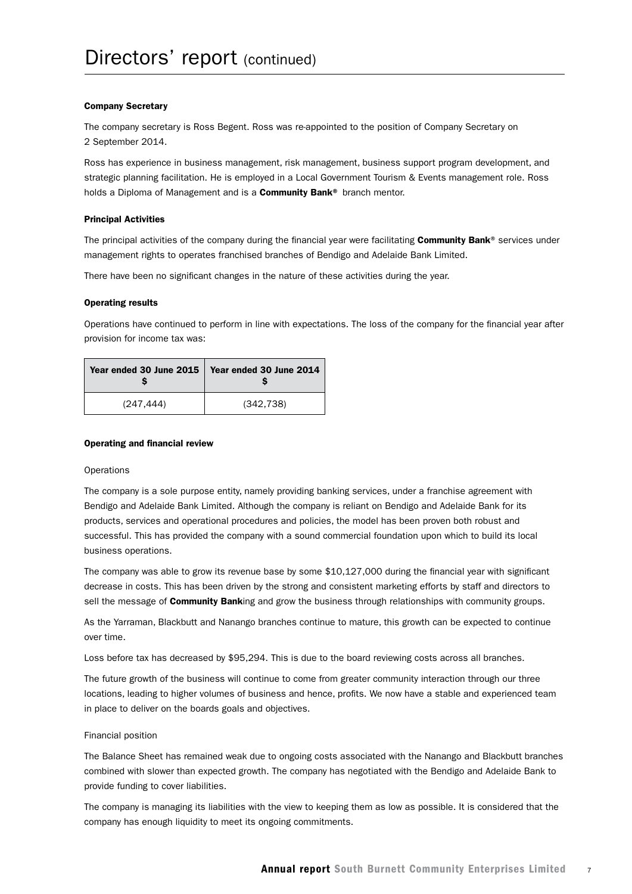# Directors' report (continued)

**Company Secretary**

The company secretary is Ross Begent. Ross was re-appointed to the position of Company Secretary on 2 September 2014.

Ross has experience in business management, risk management, business support program development, and strategic planning facilitation. He is employed in a Local Government Tourism & Events management role. Ross holds a Diploma of Management and is a **Community Bank®** branch mentor.

**Principal Activities**

The principal activities of the company during the financial year were facilitating **Community Bank®** services under management rights to operates franchised branches of Bendigo and Adelaide Bank Limited.

There have been no significant changes in the nature of these activities during the year.

**Operating results**

Operations have continued to perform in line with expectations. The loss of the company for the financial year after provision for income tax was:

| Year ended 30 June 2015 $ | Year ended 30 June 2014 $ |
|---|---|
| (247,444) | (342,738) |

**Operating and financial review**

Operations

The company is a sole purpose entity, namely providing banking services, under a franchise agreement with Bendigo and Adelaide Bank Limited. Although the company is reliant on Bendigo and Adelaide Bank for its products, services and operational procedures and policies, the model has been proven both robust and successful. This has provided the company with a sound commercial foundation upon which to build its local business operations.

The company was able to grow its revenue base by some $10,127,000 during the financial year with significant decrease in costs. This has been driven by the strong and consistent marketing efforts by staff and directors to sell the message of **Community Bank**ing and grow the business through relationships with community groups.

As the Yarraman, Blackbutt and Nanango branches continue to mature, this growth can be expected to continue over time.

Loss before tax has decreased by $95,294. This is due to the board reviewing costs across all branches.

The future growth of the business will continue to come from greater community interaction through our three locations, leading to higher volumes of business and hence, profits. We now have a stable and experienced team in place to deliver on the boards goals and objectives.

Financial position

The Balance Sheet has remained weak due to ongoing costs associated with the Nanango and Blackbutt branches combined with slower than expected growth. The company has negotiated with the Bendigo and Adelaide Bank to provide funding to cover liabilities.

The company is managing its liabilities with the view to keeping them as low as possible. It is considered that the company has enough liquidity to meet its ongoing commitments.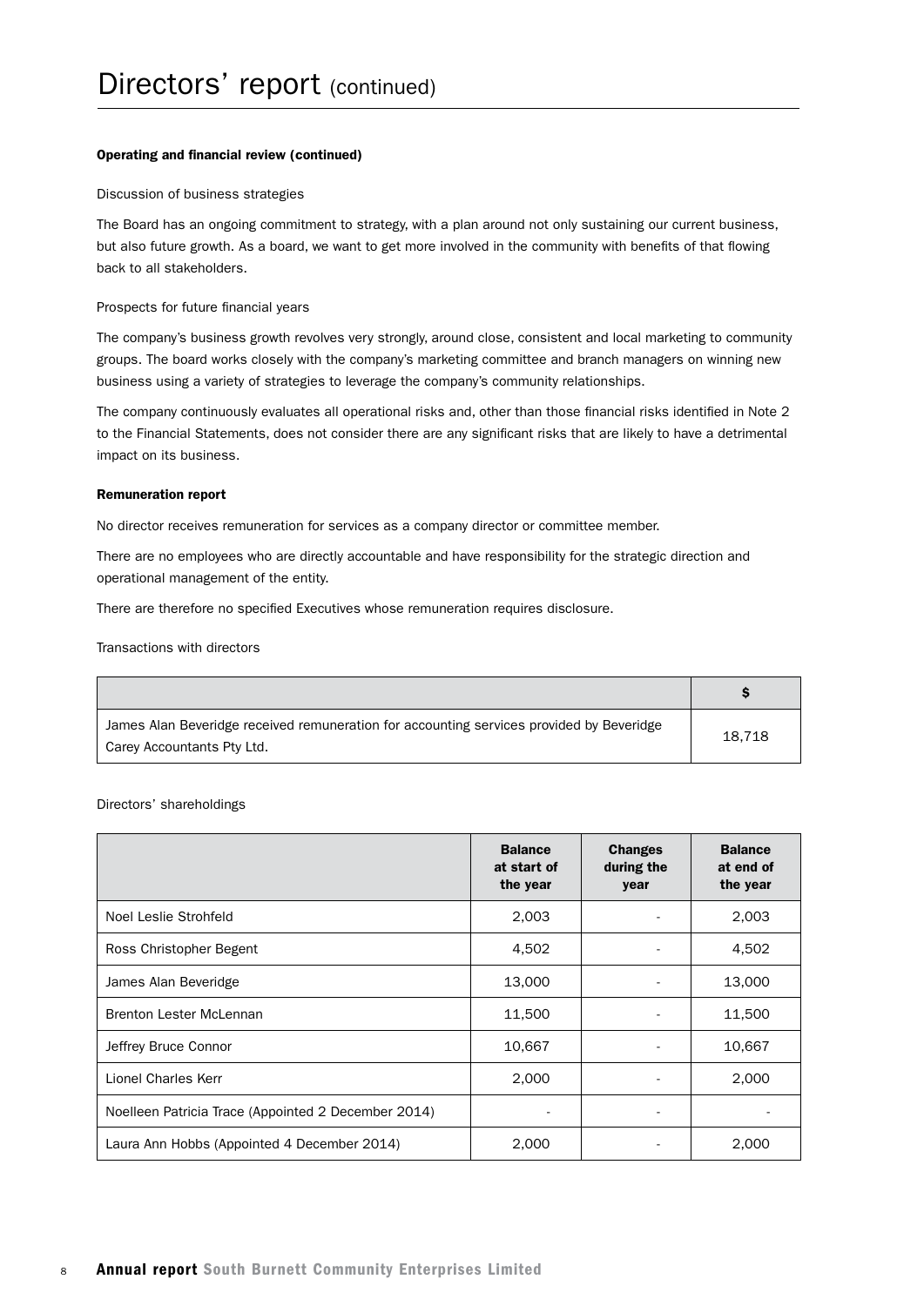# Directors' report (continued)

**Operating and financial review (continued)**

Discussion of business strategies

The Board has an ongoing commitment to strategy, with a plan around not only sustaining our current business, but also future growth. As a board, we want to get more involved in the community with benefits of that flowing back to all stakeholders.

Prospects for future financial years

The company's business growth revolves very strongly, around close, consistent and local marketing to community groups. The board works closely with the company's marketing committee and branch managers on winning new business using a variety of strategies to leverage the company's community relationships.

The company continuously evaluates all operational risks and, other than those financial risks identified in Note 2 to the Financial Statements, does not consider there are any significant risks that are likely to have a detrimental impact on its business.

**Remuneration report**

No director receives remuneration for services as a company director or committee member.

There are no employees who are directly accountable and have responsibility for the strategic direction and operational management of the entity.

There are therefore no specified Executives whose remuneration requires disclosure.

Transactions with directors

| | $ |
|---|---|
| James Alan Beveridge received remuneration for accounting services provided by Beveridge Carey Accountants Pty Ltd. | 18,718 |

Directors' shareholdings

| | Balance at start of the year | Changes during the year | Balance at end of the year |
|---|---|---|---|
| Noel Leslie Strohfeld | 2,003 | - | 2,003 |
| Ross Christopher Begent | 4,502 | - | 4,502 |
| James Alan Beveridge | 13,000 | - | 13,000 |
| Brenton Lester McLennan | 11,500 | - | 11,500 |
| Jeffrey Bruce Connor | 10,667 | - | 10,667 |
| Lionel Charles Kerr | 2,000 | - | 2,000 |
| Noelleen Patricia Trace (Appointed 2 December 2014) | - | - | - |
| Laura Ann Hobbs (Appointed 4 December 2014) | 2,000 | - | 2,000 |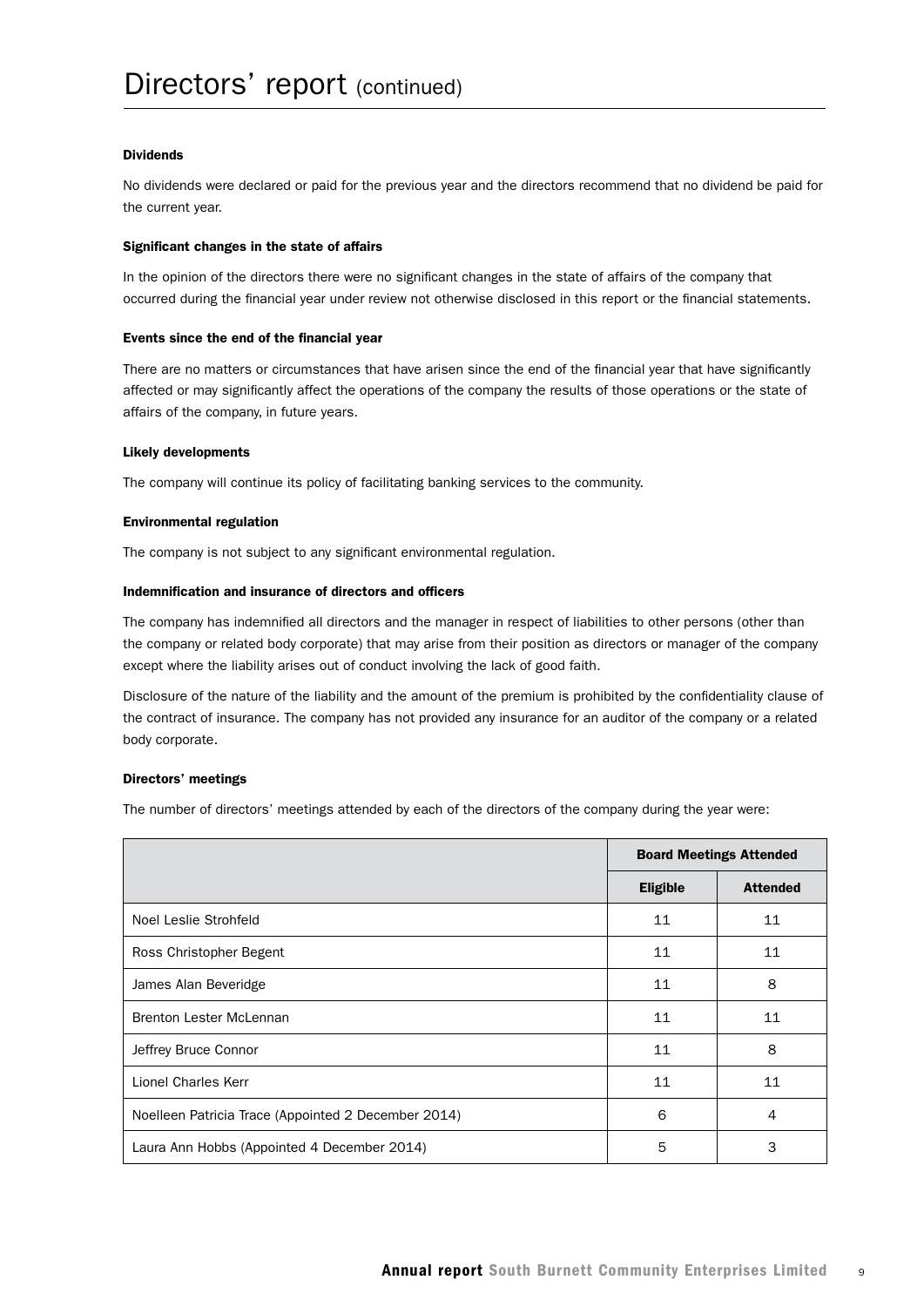# Directors' report (continued)

### Dividends

No dividends were declared or paid for the previous year and the directors recommend that no dividend be paid for the current year.

### Significant changes in the state of affairs

In the opinion of the directors there were no significant changes in the state of affairs of the company that occurred during the financial year under review not otherwise disclosed in this report or the financial statements.

### Events since the end of the financial year

There are no matters or circumstances that have arisen since the end of the financial year that have significantly affected or may significantly affect the operations of the company the results of those operations or the state of affairs of the company, in future years.

### Likely developments

The company will continue its policy of facilitating banking services to the community.

### Environmental regulation

The company is not subject to any significant environmental regulation.

### Indemnification and insurance of directors and officers

The company has indemnified all directors and the manager in respect of liabilities to other persons (other than the company or related body corporate) that may arise from their position as directors or manager of the company except where the liability arises out of conduct involving the lack of good faith.

Disclosure of the nature of the liability and the amount of the premium is prohibited by the confidentiality clause of the contract of insurance. The company has not provided any insurance for an auditor of the company or a related body corporate.

### Directors' meetings

The number of directors' meetings attended by each of the directors of the company during the year were:

| | Board Meetings Attended | |
|---|---|---|
| | **Eligible** | **Attended** |
| Noel Leslie Strohfeld | 11 | 11 |
| Ross Christopher Begent | 11 | 11 |
| James Alan Beveridge | 11 | 8 |
| Brenton Lester McLennan | 11 | 11 |
| Jeffrey Bruce Connor | 11 | 8 |
| Lionel Charles Kerr | 11 | 11 |
| Noelleen Patricia Trace (Appointed 2 December 2014) | 6 | 4 |
| Laura Ann Hobbs (Appointed 4 December 2014) | 5 | 3 |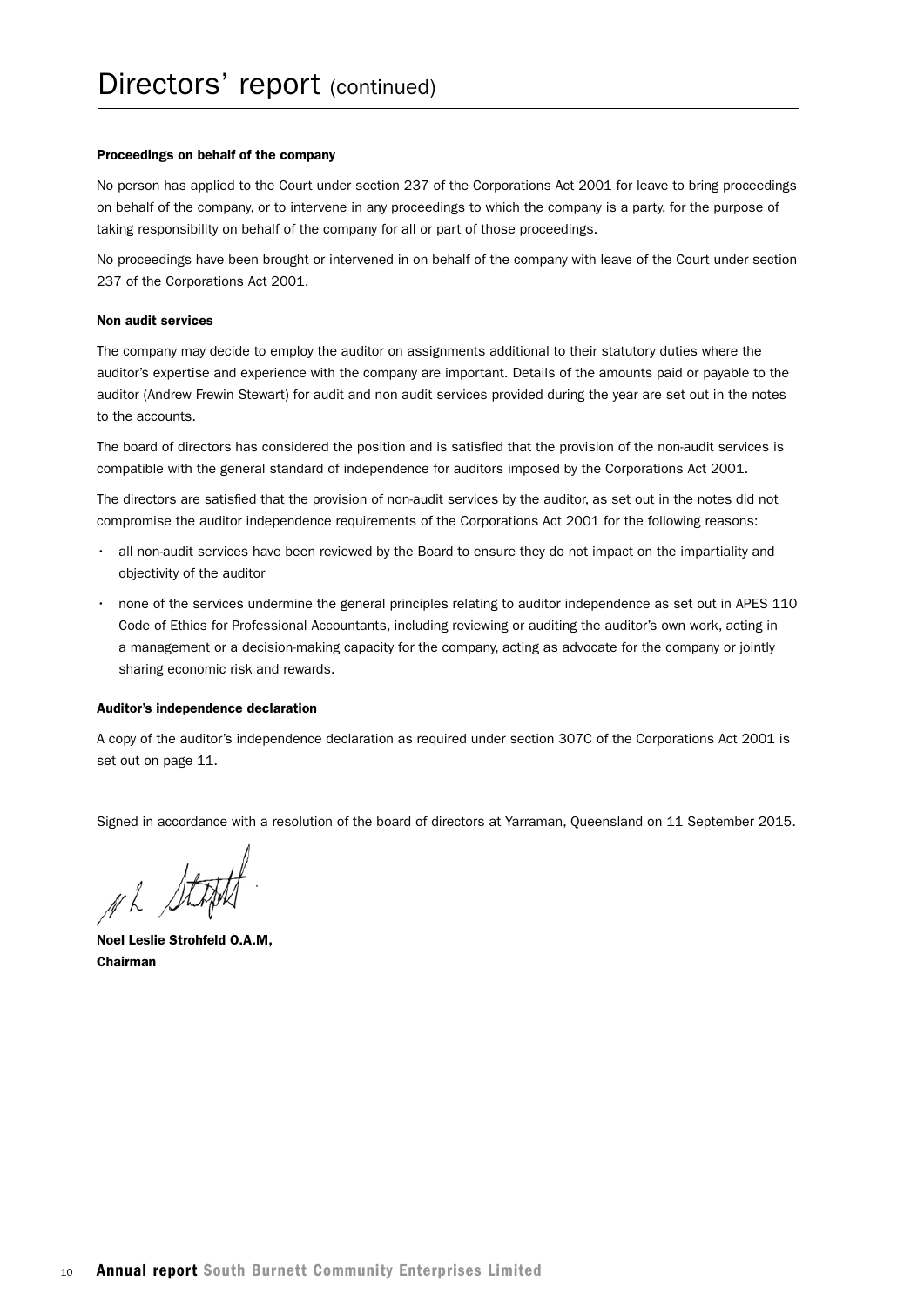# Directors' report (continued)

**Proceedings on behalf of the company**

No person has applied to the Court under section 237 of the Corporations Act 2001 for leave to bring proceedings on behalf of the company, or to intervene in any proceedings to which the company is a party, for the purpose of taking responsibility on behalf of the company for all or part of those proceedings.

No proceedings have been brought or intervened in on behalf of the company with leave of the Court under section 237 of the Corporations Act 2001.

**Non audit services**

The company may decide to employ the auditor on assignments additional to their statutory duties where the auditor's expertise and experience with the company are important. Details of the amounts paid or payable to the auditor (Andrew Frewin Stewart) for audit and non audit services provided during the year are set out in the notes to the accounts.

The board of directors has considered the position and is satisfied that the provision of the non-audit services is compatible with the general standard of independence for auditors imposed by the Corporations Act 2001.

The directors are satisfied that the provision of non-audit services by the auditor, as set out in the notes did not compromise the auditor independence requirements of the Corporations Act 2001 for the following reasons:

- all non-audit services have been reviewed by the Board to ensure they do not impact on the impartiality and objectivity of the auditor
- none of the services undermine the general principles relating to auditor independence as set out in APES 110 Code of Ethics for Professional Accountants, including reviewing or auditing the auditor's own work, acting in a management or a decision-making capacity for the company, acting as advocate for the company or jointly sharing economic risk and rewards.

**Auditor's independence declaration**

A copy of the auditor's independence declaration as required under section 307C of the Corporations Act 2001 is set out on page 11.

Signed in accordance with a resolution of the board of directors at Yarraman, Queensland on 11 September 2015.

**Noel Leslie Strohfeld O.A.M,**
**Chairman**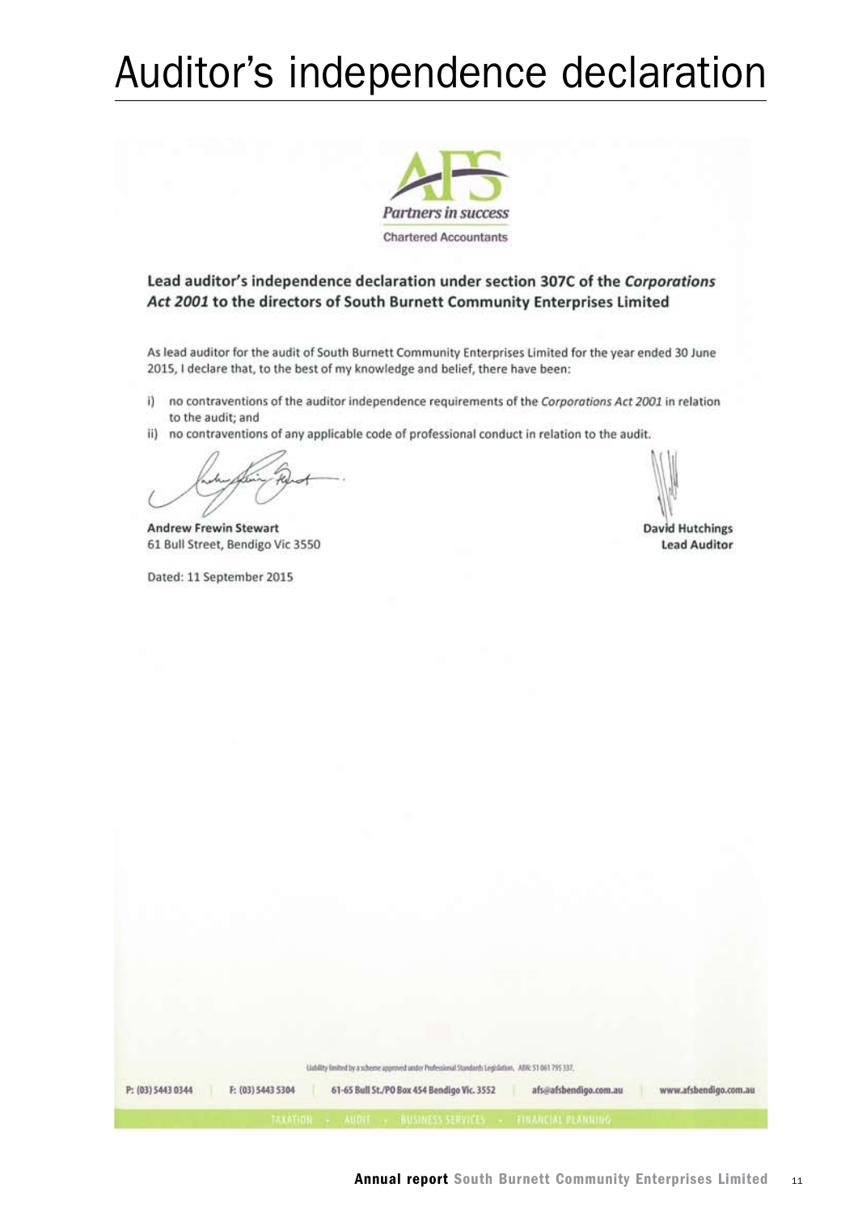# Auditor's independence declaration

Partners in success

Chartered Accountants

**Lead auditor's independence declaration under section 307C of the *Corporations Act 2001* to the directors of South Burnett Community Enterprises Limited**

As lead auditor for the audit of South Burnett Community Enterprises Limited for the year ended 30 June 2015, I declare that, to the best of my knowledge and belief, there have been:

i) no contraventions of the auditor independence requirements of the *Corporations Act 2001* in relation to the audit; and

ii) no contraventions of any applicable code of professional conduct in relation to the audit.

**Andrew Frewin Stewart**
61 Bull Street, Bendigo Vic 3550

**David Hutchings**
**Lead Auditor**

Dated: 11 September 2015

Liability limited by a scheme approved under Professional Standards Legislation. ABN: 51 061 795 337.

P: (03) 5443 0344 | F: (03) 5443 5304 | 61-65 Bull St./PO Box 454 Bendigo Vic. 3552 | afs@afsbendigo.com.au | www.afsbendigo.com.au

TAXATION • AUDIT • BUSINESS SERVICES • FINANCIAL PLANNING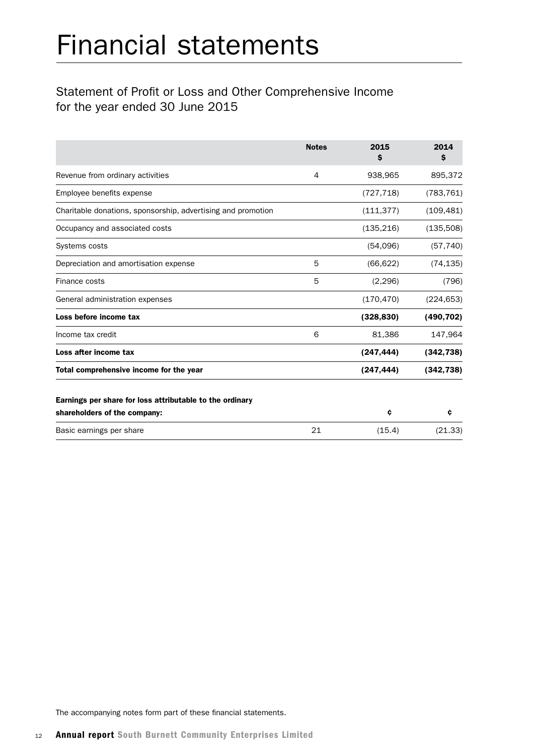# Financial statements

## Statement of Profit or Loss and Other Comprehensive Income for the year ended 30 June 2015

| | Notes | 2015<br>$ | 2014<br>$ |
|---|---|---|---|
| Revenue from ordinary activities | 4 | 938,965 | 895,372 |
| Employee benefits expense | | (727,718) | (783,761) |
| Charitable donations, sponsorship, advertising and promotion | | (111,377) | (109,481) |
| Occupancy and associated costs | | (135,216) | (135,508) |
| Systems costs | | (54,096) | (57,740) |
| Depreciation and amortisation expense | 5 | (66,622) | (74,135) |
| Finance costs | 5 | (2,296) | (796) |
| General administration expenses | | (170,470) | (224,653) |
| **Loss before income tax** | | **(328,830)** | **(490,702)** |
| Income tax credit | 6 | 81,386 | 147,964 |
| **Loss after income tax** | | **(247,444)** | **(342,738)** |
| **Total comprehensive income for the year** | | **(247,444)** | **(342,738)** |
| **Earnings per share for loss attributable to the ordinary shareholders of the company:** | | **¢** | **¢** |
| Basic earnings per share | 21 | (15.4) | (21.33) |

The accompanying notes form part of these financial statements.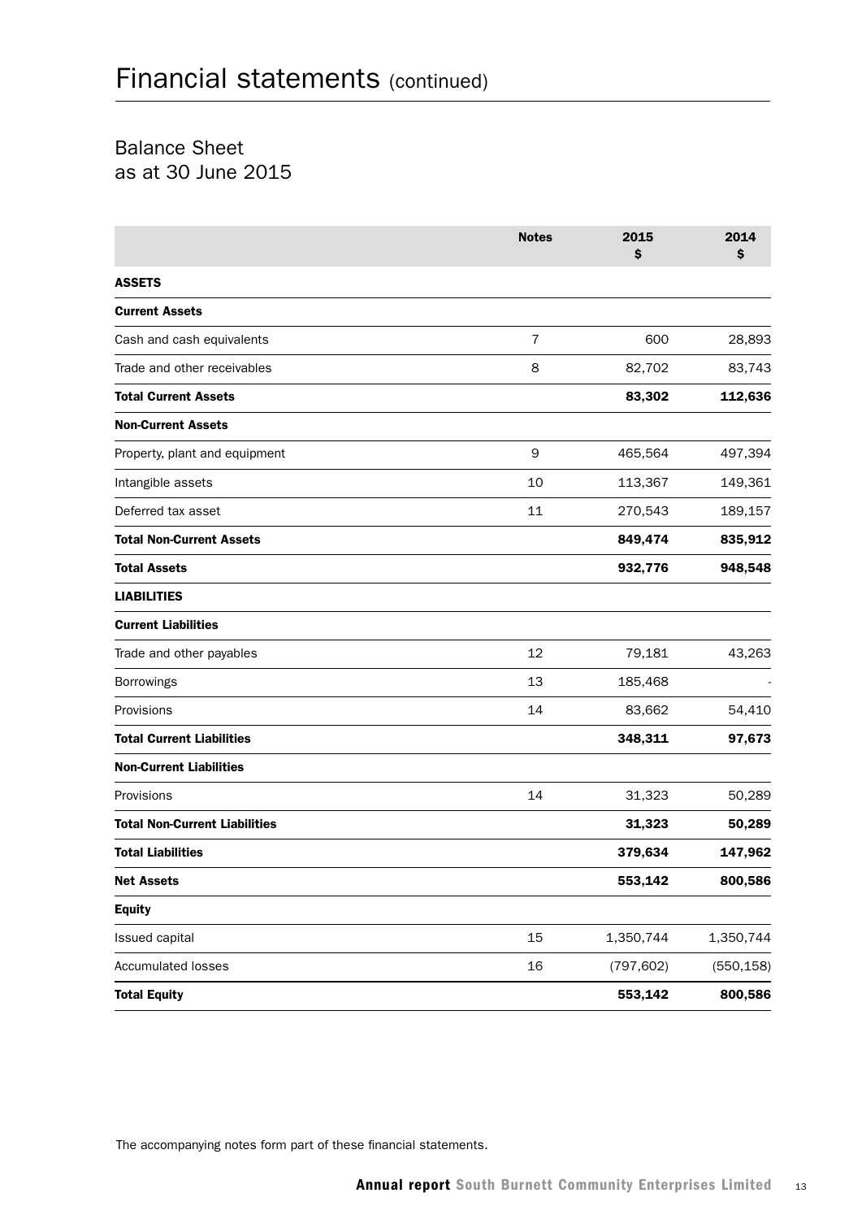# Financial statements (continued)

## Balance Sheet
as at 30 June 2015

| | Notes | 2015<br>$ | 2014<br>$ |
|---|---|---|---|
| **ASSETS** | | | |
| **Current Assets** | | | |
| Cash and cash equivalents | 7 | 600 | 28,893 |
| Trade and other receivables | 8 | 82,702 | 83,743 |
| **Total Current Assets** | | **83,302** | **112,636** |
| **Non-Current Assets** | | | |
| Property, plant and equipment | 9 | 465,564 | 497,394 |
| Intangible assets | 10 | 113,367 | 149,361 |
| Deferred tax asset | 11 | 270,543 | 189,157 |
| **Total Non-Current Assets** | | **849,474** | **835,912** |
| **Total Assets** | | **932,776** | **948,548** |
| **LIABILITIES** | | | |
| **Current Liabilities** | | | |
| Trade and other payables | 12 | 79,181 | 43,263 |
| Borrowings | 13 | 185,468 | - |
| Provisions | 14 | 83,662 | 54,410 |
| **Total Current Liabilities** | | **348,311** | **97,673** |
| **Non-Current Liabilities** | | | |
| Provisions | 14 | 31,323 | 50,289 |
| **Total Non-Current Liabilities** | | **31,323** | **50,289** |
| **Total Liabilities** | | **379,634** | **147,962** |
| **Net Assets** | | **553,142** | **800,586** |
| **Equity** | | | |
| Issued capital | 15 | 1,350,744 | 1,350,744 |
| Accumulated losses | 16 | (797,602) | (550,158) |
| **Total Equity** | | **553,142** | **800,586** |

The accompanying notes form part of these financial statements.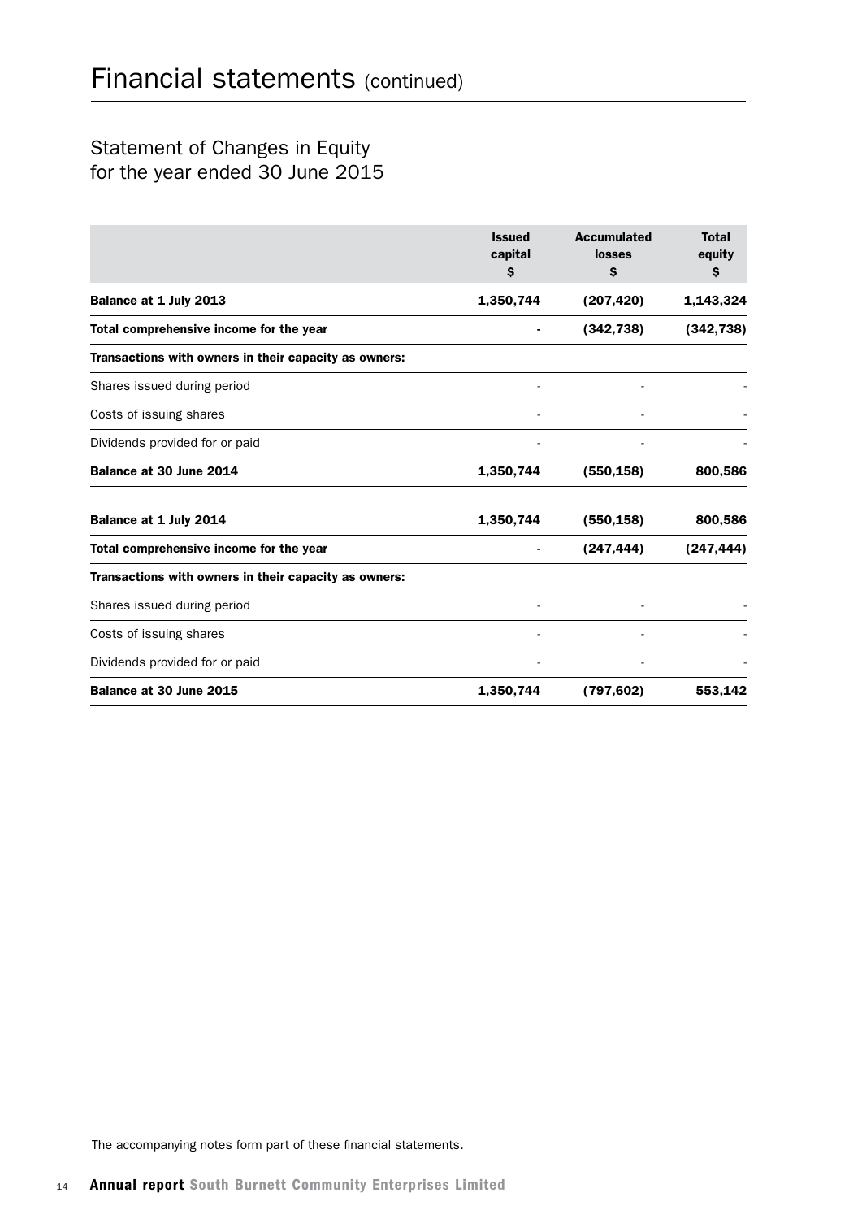# Financial statements (continued)

## Statement of Changes in Equity for the year ended 30 June 2015

| | Issued capital $ | Accumulated losses $ | Total equity $ |
|---|---|---|---|
| **Balance at 1 July 2013** | **1,350,744** | **(207,420)** | **1,143,324** |
| **Total comprehensive income for the year** | **-** | **(342,738)** | **(342,738)** |
| **Transactions with owners in their capacity as owners:** | | | |
| Shares issued during period | - | - | - |
| Costs of issuing shares | - | - | - |
| Dividends provided for or paid | - | - | - |
| **Balance at 30 June 2014** | **1,350,744** | **(550,158)** | **800,586** |
| **Balance at 1 July 2014** | **1,350,744** | **(550,158)** | **800,586** |
| **Total comprehensive income for the year** | **-** | **(247,444)** | **(247,444)** |
| **Transactions with owners in their capacity as owners:** | | | |
| Shares issued during period | - | - | - |
| Costs of issuing shares | - | - | - |
| Dividends provided for or paid | - | - | - |
| **Balance at 30 June 2015** | **1,350,744** | **(797,602)** | **553,142** |

The accompanying notes form part of these financial statements.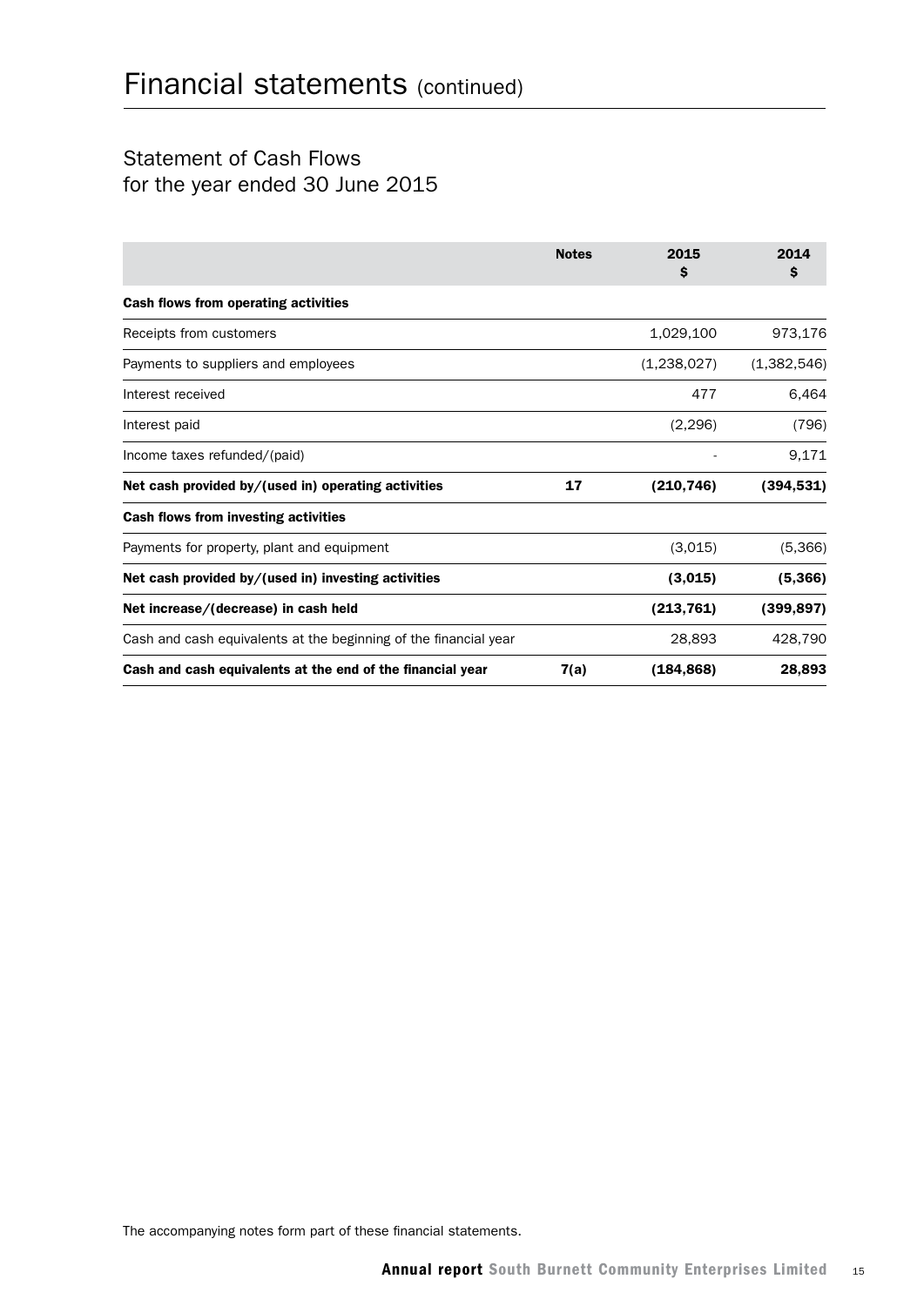# Financial statements (continued)

## Statement of Cash Flows for the year ended 30 June 2015

| | Notes | 2015 $ | 2014 $ |
|---|---|---|---|
| **Cash flows from operating activities** | | | |
| Receipts from customers | | 1,029,100 | 973,176 |
| Payments to suppliers and employees | | (1,238,027) | (1,382,546) |
| Interest received | | 477 | 6,464 |
| Interest paid | | (2,296) | (796) |
| Income taxes refunded/(paid) | | - | 9,171 |
| **Net cash provided by/(used in) operating activities** | **17** | **(210,746)** | **(394,531)** |
| **Cash flows from investing activities** | | | |
| Payments for property, plant and equipment | | (3,015) | (5,366) |
| **Net cash provided by/(used in) investing activities** | | **(3,015)** | **(5,366)** |
| **Net increase/(decrease) in cash held** | | **(213,761)** | **(399,897)** |
| Cash and cash equivalents at the beginning of the financial year | | 28,893 | 428,790 |
| **Cash and cash equivalents at the end of the financial year** | **7(a)** | **(184,868)** | **28,893** |

The accompanying notes form part of these financial statements.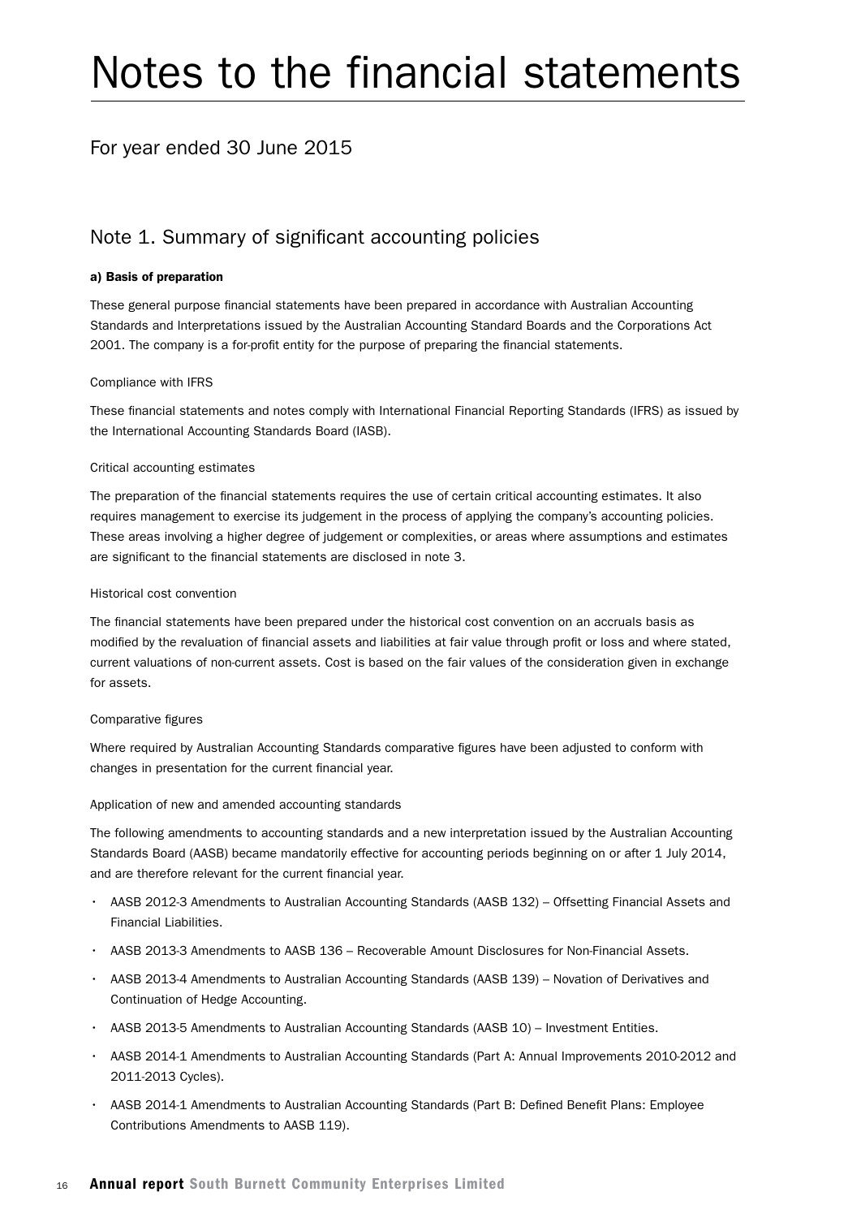# Notes to the financial statements

## For year ended 30 June 2015

## Note 1. Summary of significant accounting policies

**a) Basis of preparation**

These general purpose financial statements have been prepared in accordance with Australian Accounting Standards and Interpretations issued by the Australian Accounting Standard Boards and the Corporations Act 2001. The company is a for-profit entity for the purpose of preparing the financial statements.

Compliance with IFRS

These financial statements and notes comply with International Financial Reporting Standards (IFRS) as issued by the International Accounting Standards Board (IASB).

Critical accounting estimates

The preparation of the financial statements requires the use of certain critical accounting estimates. It also requires management to exercise its judgement in the process of applying the company's accounting policies. These areas involving a higher degree of judgement or complexities, or areas where assumptions and estimates are significant to the financial statements are disclosed in note 3.

Historical cost convention

The financial statements have been prepared under the historical cost convention on an accruals basis as modified by the revaluation of financial assets and liabilities at fair value through profit or loss and where stated, current valuations of non-current assets. Cost is based on the fair values of the consideration given in exchange for assets.

Comparative figures

Where required by Australian Accounting Standards comparative figures have been adjusted to conform with changes in presentation for the current financial year.

Application of new and amended accounting standards

The following amendments to accounting standards and a new interpretation issued by the Australian Accounting Standards Board (AASB) became mandatorily effective for accounting periods beginning on or after 1 July 2014, and are therefore relevant for the current financial year.

- AASB 2012-3 Amendments to Australian Accounting Standards (AASB 132) – Offsetting Financial Assets and Financial Liabilities.
- AASB 2013-3 Amendments to AASB 136 – Recoverable Amount Disclosures for Non-Financial Assets.
- AASB 2013-4 Amendments to Australian Accounting Standards (AASB 139) – Novation of Derivatives and Continuation of Hedge Accounting.
- AASB 2013-5 Amendments to Australian Accounting Standards (AASB 10) – Investment Entities.
- AASB 2014-1 Amendments to Australian Accounting Standards (Part A: Annual Improvements 2010-2012 and 2011-2013 Cycles).
- AASB 2014-1 Amendments to Australian Accounting Standards (Part B: Defined Benefit Plans: Employee Contributions Amendments to AASB 119).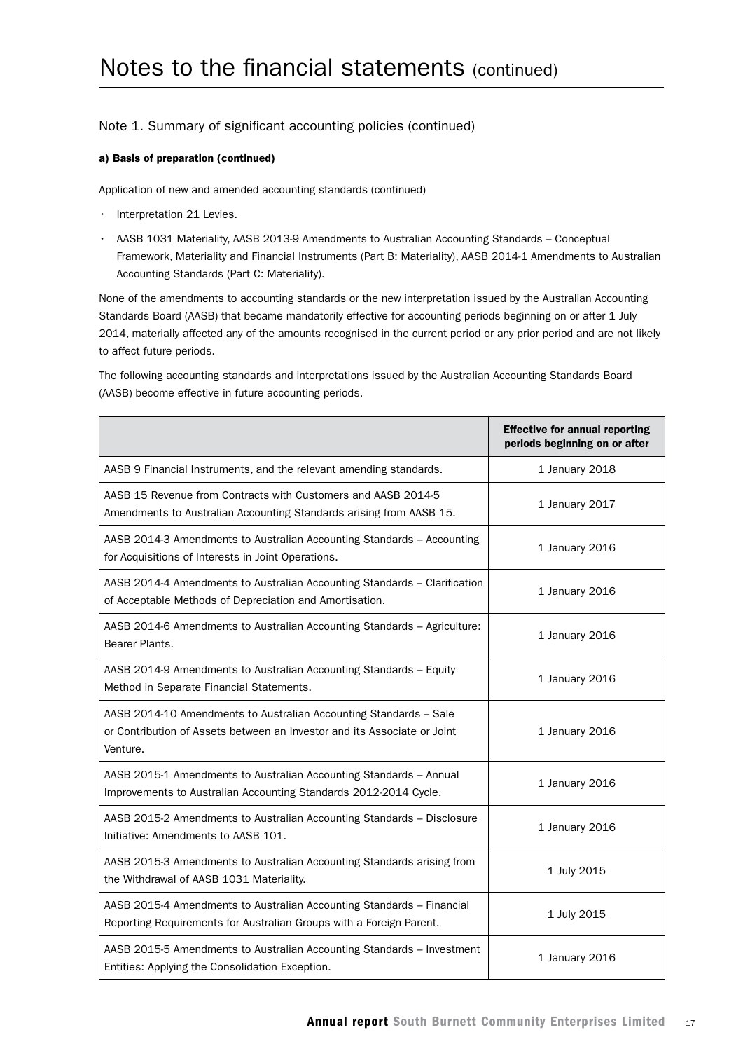# Notes to the financial statements (continued)

## Note 1. Summary of significant accounting policies (continued)

### a) Basis of preparation (continued)

Application of new and amended accounting standards (continued)

- Interpretation 21 Levies.
- AASB 1031 Materiality, AASB 2013-9 Amendments to Australian Accounting Standards – Conceptual Framework, Materiality and Financial Instruments (Part B: Materiality), AASB 2014-1 Amendments to Australian Accounting Standards (Part C: Materiality).

None of the amendments to accounting standards or the new interpretation issued by the Australian Accounting Standards Board (AASB) that became mandatorily effective for accounting periods beginning on or after 1 July 2014, materially affected any of the amounts recognised in the current period or any prior period and are not likely to affect future periods.

The following accounting standards and interpretations issued by the Australian Accounting Standards Board (AASB) become effective in future accounting periods.

| | Effective for annual reporting periods beginning on or after |
|---|---|
| AASB 9 Financial Instruments, and the relevant amending standards. | 1 January 2018 |
| AASB 15 Revenue from Contracts with Customers and AASB 2014-5 Amendments to Australian Accounting Standards arising from AASB 15. | 1 January 2017 |
| AASB 2014-3 Amendments to Australian Accounting Standards – Accounting for Acquisitions of Interests in Joint Operations. | 1 January 2016 |
| AASB 2014-4 Amendments to Australian Accounting Standards – Clarification of Acceptable Methods of Depreciation and Amortisation. | 1 January 2016 |
| AASB 2014-6 Amendments to Australian Accounting Standards – Agriculture: Bearer Plants. | 1 January 2016 |
| AASB 2014-9 Amendments to Australian Accounting Standards – Equity Method in Separate Financial Statements. | 1 January 2016 |
| AASB 2014-10 Amendments to Australian Accounting Standards – Sale or Contribution of Assets between an Investor and its Associate or Joint Venture. | 1 January 2016 |
| AASB 2015-1 Amendments to Australian Accounting Standards – Annual Improvements to Australian Accounting Standards 2012-2014 Cycle. | 1 January 2016 |
| AASB 2015-2 Amendments to Australian Accounting Standards – Disclosure Initiative: Amendments to AASB 101. | 1 January 2016 |
| AASB 2015-3 Amendments to Australian Accounting Standards arising from the Withdrawal of AASB 1031 Materiality. | 1 July 2015 |
| AASB 2015-4 Amendments to Australian Accounting Standards – Financial Reporting Requirements for Australian Groups with a Foreign Parent. | 1 July 2015 |
| AASB 2015-5 Amendments to Australian Accounting Standards – Investment Entities: Applying the Consolidation Exception. | 1 January 2016 |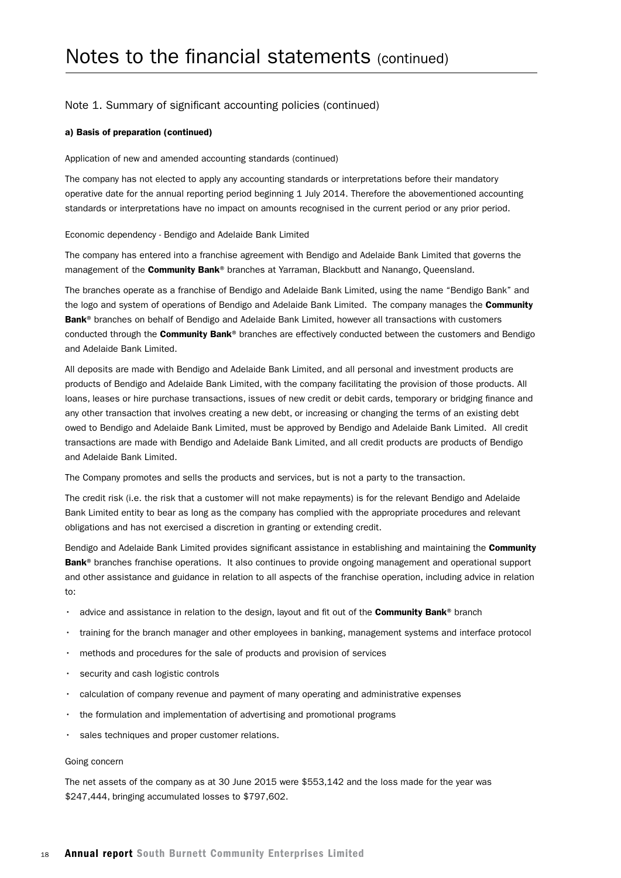# Notes to the financial statements (continued)

## Note 1. Summary of significant accounting policies (continued)

### a) Basis of preparation (continued)

Application of new and amended accounting standards (continued)

The company has not elected to apply any accounting standards or interpretations before their mandatory operative date for the annual reporting period beginning 1 July 2014. Therefore the abovementioned accounting standards or interpretations have no impact on amounts recognised in the current period or any prior period.

Economic dependency - Bendigo and Adelaide Bank Limited

The company has entered into a franchise agreement with Bendigo and Adelaide Bank Limited that governs the management of the **Community Bank**® branches at Yarraman, Blackbutt and Nanango, Queensland.

The branches operate as a franchise of Bendigo and Adelaide Bank Limited, using the name "Bendigo Bank" and the logo and system of operations of Bendigo and Adelaide Bank Limited. The company manages the **Community Bank**® branches on behalf of Bendigo and Adelaide Bank Limited, however all transactions with customers conducted through the **Community Bank**® branches are effectively conducted between the customers and Bendigo and Adelaide Bank Limited.

All deposits are made with Bendigo and Adelaide Bank Limited, and all personal and investment products are products of Bendigo and Adelaide Bank Limited, with the company facilitating the provision of those products. All loans, leases or hire purchase transactions, issues of new credit or debit cards, temporary or bridging finance and any other transaction that involves creating a new debt, or increasing or changing the terms of an existing debt owed to Bendigo and Adelaide Bank Limited, must be approved by Bendigo and Adelaide Bank Limited. All credit transactions are made with Bendigo and Adelaide Bank Limited, and all credit products are products of Bendigo and Adelaide Bank Limited.

The Company promotes and sells the products and services, but is not a party to the transaction.

The credit risk (i.e. the risk that a customer will not make repayments) is for the relevant Bendigo and Adelaide Bank Limited entity to bear as long as the company has complied with the appropriate procedures and relevant obligations and has not exercised a discretion in granting or extending credit.

Bendigo and Adelaide Bank Limited provides significant assistance in establishing and maintaining the **Community Bank**® branches franchise operations. It also continues to provide ongoing management and operational support and other assistance and guidance in relation to all aspects of the franchise operation, including advice in relation to:

- advice and assistance in relation to the design, layout and fit out of the **Community Bank**® branch
- training for the branch manager and other employees in banking, management systems and interface protocol
- methods and procedures for the sale of products and provision of services
- security and cash logistic controls
- calculation of company revenue and payment of many operating and administrative expenses
- the formulation and implementation of advertising and promotional programs
- sales techniques and proper customer relations.

Going concern

The net assets of the company as at 30 June 2015 were $553,142 and the loss made for the year was $247,444, bringing accumulated losses to $797,602.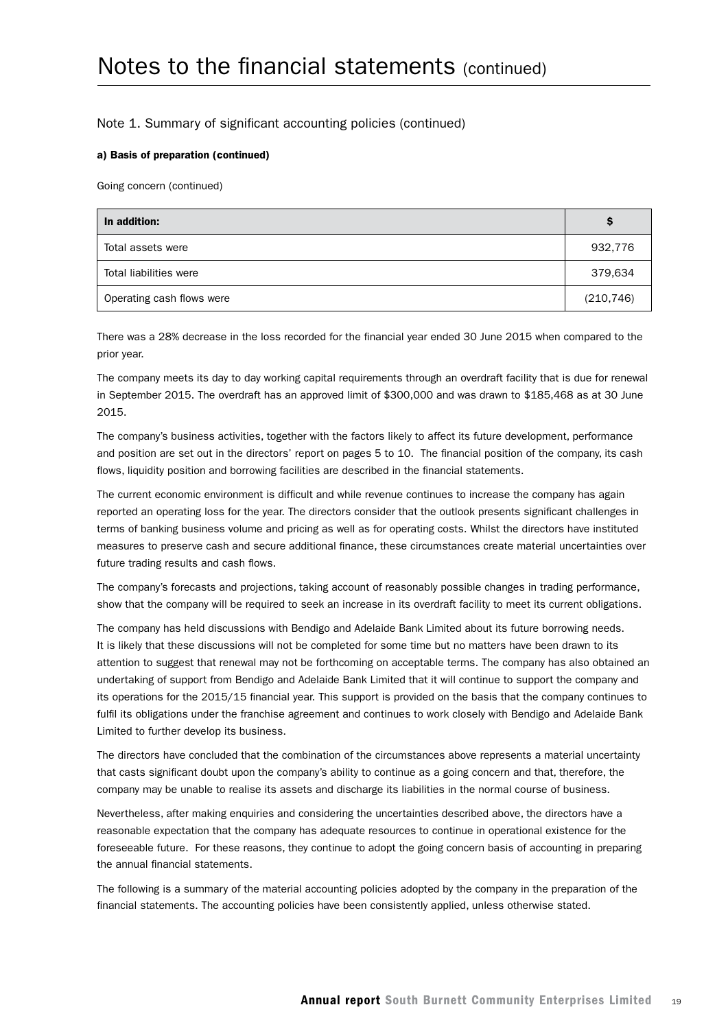# Notes to the financial statements (continued)

## Note 1. Summary of significant accounting policies (continued)

**a) Basis of preparation (continued)**

Going concern (continued)

| In addition: | $ |
|---|---|
| Total assets were | 932,776 |
| Total liabilities were | 379,634 |
| Operating cash flows were | (210,746) |

There was a 28% decrease in the loss recorded for the financial year ended 30 June 2015 when compared to the prior year.

The company meets its day to day working capital requirements through an overdraft facility that is due for renewal in September 2015. The overdraft has an approved limit of $300,000 and was drawn to $185,468 as at 30 June 2015.

The company's business activities, together with the factors likely to affect its future development, performance and position are set out in the directors' report on pages 5 to 10. The financial position of the company, its cash flows, liquidity position and borrowing facilities are described in the financial statements.

The current economic environment is difficult and while revenue continues to increase the company has again reported an operating loss for the year. The directors consider that the outlook presents significant challenges in terms of banking business volume and pricing as well as for operating costs. Whilst the directors have instituted measures to preserve cash and secure additional finance, these circumstances create material uncertainties over future trading results and cash flows.

The company's forecasts and projections, taking account of reasonably possible changes in trading performance, show that the company will be required to seek an increase in its overdraft facility to meet its current obligations.

The company has held discussions with Bendigo and Adelaide Bank Limited about its future borrowing needs. It is likely that these discussions will not be completed for some time but no matters have been drawn to its attention to suggest that renewal may not be forthcoming on acceptable terms. The company has also obtained an undertaking of support from Bendigo and Adelaide Bank Limited that it will continue to support the company and its operations for the 2015/15 financial year. This support is provided on the basis that the company continues to fulfil its obligations under the franchise agreement and continues to work closely with Bendigo and Adelaide Bank Limited to further develop its business.

The directors have concluded that the combination of the circumstances above represents a material uncertainty that casts significant doubt upon the company's ability to continue as a going concern and that, therefore, the company may be unable to realise its assets and discharge its liabilities in the normal course of business.

Nevertheless, after making enquiries and considering the uncertainties described above, the directors have a reasonable expectation that the company has adequate resources to continue in operational existence for the foreseeable future. For these reasons, they continue to adopt the going concern basis of accounting in preparing the annual financial statements.

The following is a summary of the material accounting policies adopted by the company in the preparation of the financial statements. The accounting policies have been consistently applied, unless otherwise stated.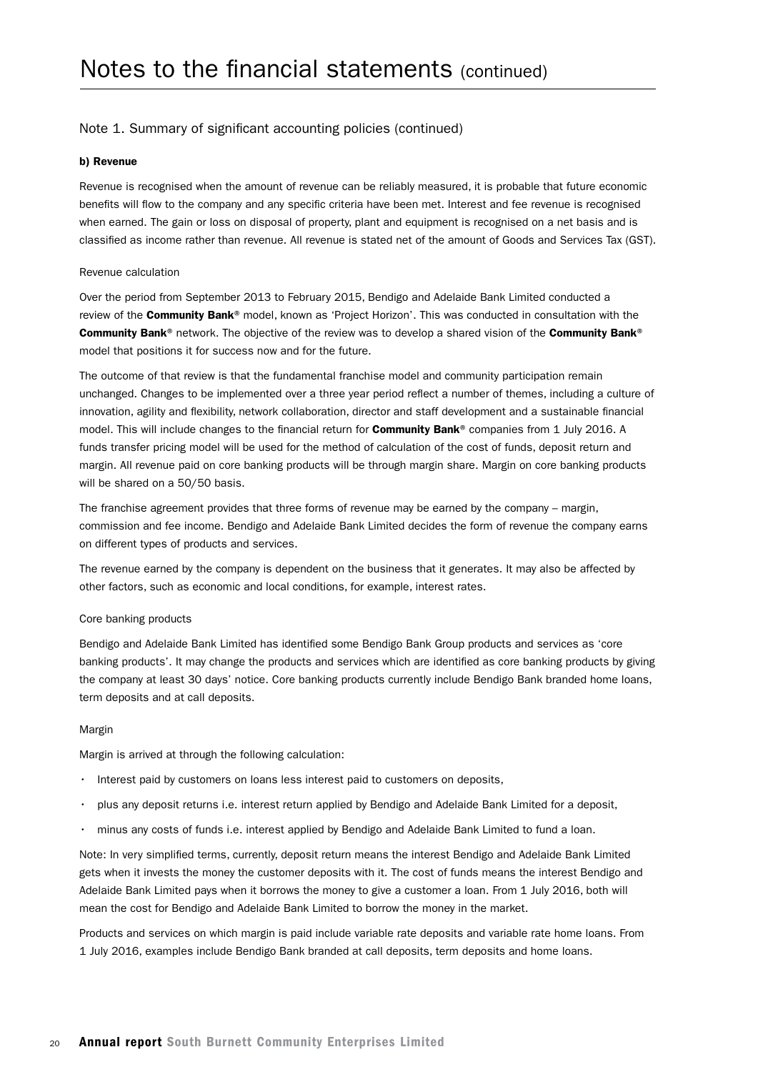# Notes to the financial statements (continued)

## Note 1. Summary of significant accounting policies (continued)

### b) Revenue

Revenue is recognised when the amount of revenue can be reliably measured, it is probable that future economic benefits will flow to the company and any specific criteria have been met. Interest and fee revenue is recognised when earned. The gain or loss on disposal of property, plant and equipment is recognised on a net basis and is classified as income rather than revenue. All revenue is stated net of the amount of Goods and Services Tax (GST).

#### Revenue calculation

Over the period from September 2013 to February 2015, Bendigo and Adelaide Bank Limited conducted a review of the **Community Bank**® model, known as 'Project Horizon'. This was conducted in consultation with the **Community Bank**® network. The objective of the review was to develop a shared vision of the **Community Bank**® model that positions it for success now and for the future.

The outcome of that review is that the fundamental franchise model and community participation remain unchanged. Changes to be implemented over a three year period reflect a number of themes, including a culture of innovation, agility and flexibility, network collaboration, director and staff development and a sustainable financial model. This will include changes to the financial return for **Community Bank**® companies from 1 July 2016. A funds transfer pricing model will be used for the method of calculation of the cost of funds, deposit return and margin. All revenue paid on core banking products will be through margin share. Margin on core banking products will be shared on a 50/50 basis.

The franchise agreement provides that three forms of revenue may be earned by the company – margin, commission and fee income. Bendigo and Adelaide Bank Limited decides the form of revenue the company earns on different types of products and services.

The revenue earned by the company is dependent on the business that it generates. It may also be affected by other factors, such as economic and local conditions, for example, interest rates.

#### Core banking products

Bendigo and Adelaide Bank Limited has identified some Bendigo Bank Group products and services as 'core banking products'. It may change the products and services which are identified as core banking products by giving the company at least 30 days' notice. Core banking products currently include Bendigo Bank branded home loans, term deposits and at call deposits.

#### Margin

Margin is arrived at through the following calculation:

- Interest paid by customers on loans less interest paid to customers on deposits,
- plus any deposit returns i.e. interest return applied by Bendigo and Adelaide Bank Limited for a deposit,
- minus any costs of funds i.e. interest applied by Bendigo and Adelaide Bank Limited to fund a loan.

Note: In very simplified terms, currently, deposit return means the interest Bendigo and Adelaide Bank Limited gets when it invests the money the customer deposits with it. The cost of funds means the interest Bendigo and Adelaide Bank Limited pays when it borrows the money to give a customer a loan. From 1 July 2016, both will mean the cost for Bendigo and Adelaide Bank Limited to borrow the money in the market.

Products and services on which margin is paid include variable rate deposits and variable rate home loans. From 1 July 2016, examples include Bendigo Bank branded at call deposits, term deposits and home loans.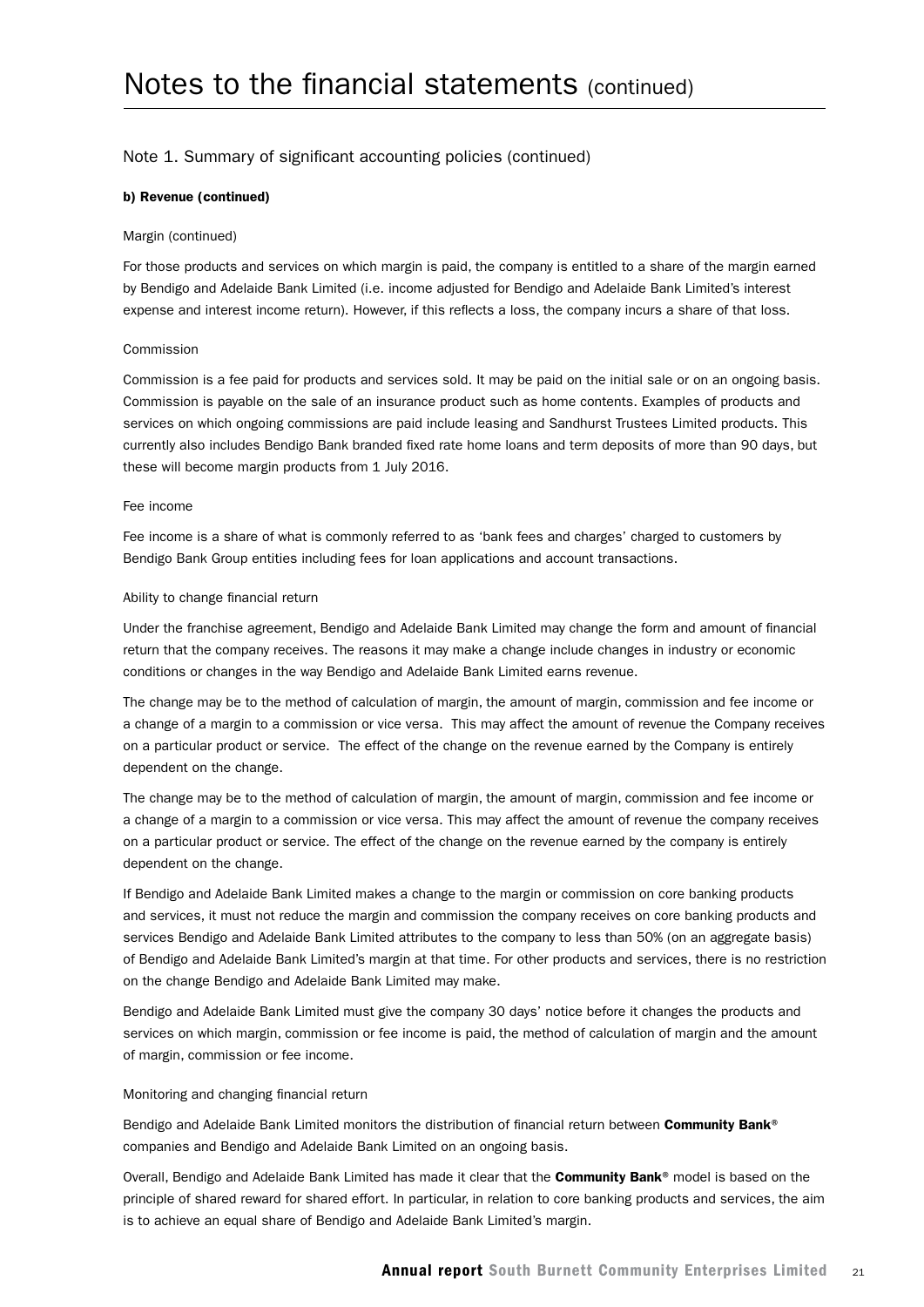# Notes to the financial statements (continued)

## Note 1. Summary of significant accounting policies (continued)

### b) Revenue (continued)

Margin (continued)

For those products and services on which margin is paid, the company is entitled to a share of the margin earned by Bendigo and Adelaide Bank Limited (i.e. income adjusted for Bendigo and Adelaide Bank Limited's interest expense and interest income return). However, if this reflects a loss, the company incurs a share of that loss.

Commission

Commission is a fee paid for products and services sold. It may be paid on the initial sale or on an ongoing basis. Commission is payable on the sale of an insurance product such as home contents. Examples of products and services on which ongoing commissions are paid include leasing and Sandhurst Trustees Limited products. This currently also includes Bendigo Bank branded fixed rate home loans and term deposits of more than 90 days, but these will become margin products from 1 July 2016.

Fee income

Fee income is a share of what is commonly referred to as 'bank fees and charges' charged to customers by Bendigo Bank Group entities including fees for loan applications and account transactions.

Ability to change financial return

Under the franchise agreement, Bendigo and Adelaide Bank Limited may change the form and amount of financial return that the company receives. The reasons it may make a change include changes in industry or economic conditions or changes in the way Bendigo and Adelaide Bank Limited earns revenue.

The change may be to the method of calculation of margin, the amount of margin, commission and fee income or a change of a margin to a commission or vice versa. This may affect the amount of revenue the Company receives on a particular product or service. The effect of the change on the revenue earned by the Company is entirely dependent on the change.

The change may be to the method of calculation of margin, the amount of margin, commission and fee income or a change of a margin to a commission or vice versa. This may affect the amount of revenue the company receives on a particular product or service. The effect of the change on the revenue earned by the company is entirely dependent on the change.

If Bendigo and Adelaide Bank Limited makes a change to the margin or commission on core banking products and services, it must not reduce the margin and commission the company receives on core banking products and services Bendigo and Adelaide Bank Limited attributes to the company to less than 50% (on an aggregate basis) of Bendigo and Adelaide Bank Limited's margin at that time. For other products and services, there is no restriction on the change Bendigo and Adelaide Bank Limited may make.

Bendigo and Adelaide Bank Limited must give the company 30 days' notice before it changes the products and services on which margin, commission or fee income is paid, the method of calculation of margin and the amount of margin, commission or fee income.

Monitoring and changing financial return

Bendigo and Adelaide Bank Limited monitors the distribution of financial return between **Community Bank®** companies and Bendigo and Adelaide Bank Limited on an ongoing basis.

Overall, Bendigo and Adelaide Bank Limited has made it clear that the **Community Bank®** model is based on the principle of shared reward for shared effort. In particular, in relation to core banking products and services, the aim is to achieve an equal share of Bendigo and Adelaide Bank Limited's margin.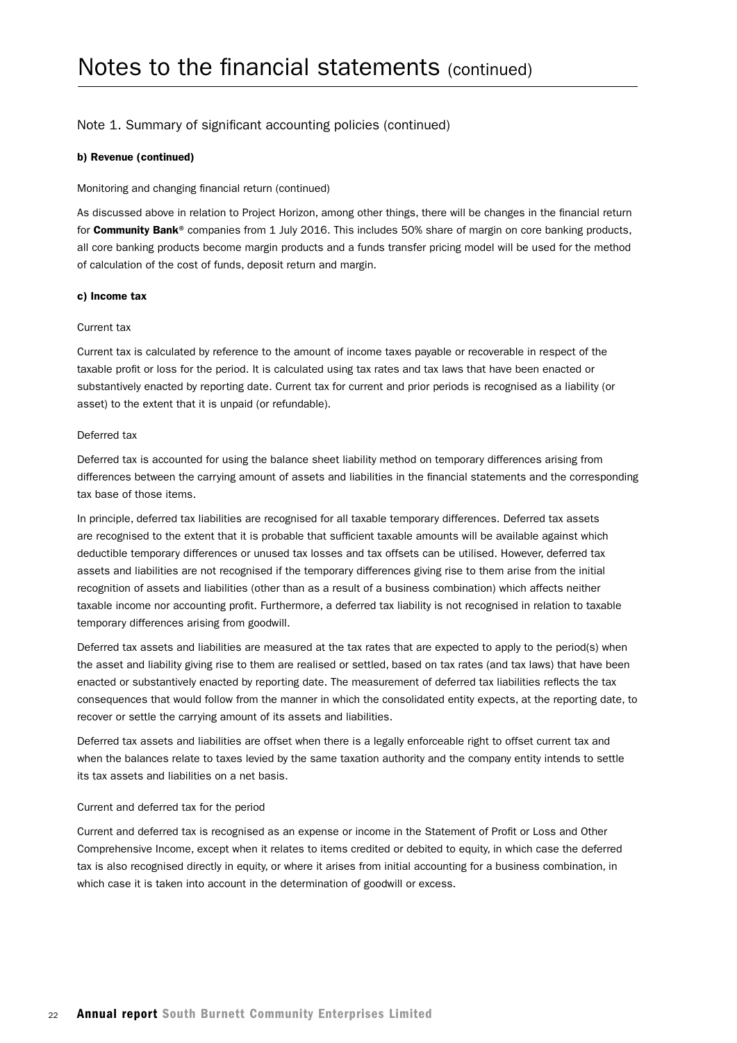# Notes to the financial statements (continued)

## Note 1. Summary of significant accounting policies (continued)

**b) Revenue (continued)**

Monitoring and changing financial return (continued)

As discussed above in relation to Project Horizon, among other things, there will be changes in the financial return for **Community Bank**® companies from 1 July 2016. This includes 50% share of margin on core banking products, all core banking products become margin products and a funds transfer pricing model will be used for the method of calculation of the cost of funds, deposit return and margin.

**c) Income tax**

Current tax

Current tax is calculated by reference to the amount of income taxes payable or recoverable in respect of the taxable profit or loss for the period. It is calculated using tax rates and tax laws that have been enacted or substantively enacted by reporting date. Current tax for current and prior periods is recognised as a liability (or asset) to the extent that it is unpaid (or refundable).

Deferred tax

Deferred tax is accounted for using the balance sheet liability method on temporary differences arising from differences between the carrying amount of assets and liabilities in the financial statements and the corresponding tax base of those items.

In principle, deferred tax liabilities are recognised for all taxable temporary differences. Deferred tax assets are recognised to the extent that it is probable that sufficient taxable amounts will be available against which deductible temporary differences or unused tax losses and tax offsets can be utilised. However, deferred tax assets and liabilities are not recognised if the temporary differences giving rise to them arise from the initial recognition of assets and liabilities (other than as a result of a business combination) which affects neither taxable income nor accounting profit. Furthermore, a deferred tax liability is not recognised in relation to taxable temporary differences arising from goodwill.

Deferred tax assets and liabilities are measured at the tax rates that are expected to apply to the period(s) when the asset and liability giving rise to them are realised or settled, based on tax rates (and tax laws) that have been enacted or substantively enacted by reporting date. The measurement of deferred tax liabilities reflects the tax consequences that would follow from the manner in which the consolidated entity expects, at the reporting date, to recover or settle the carrying amount of its assets and liabilities.

Deferred tax assets and liabilities are offset when there is a legally enforceable right to offset current tax and when the balances relate to taxes levied by the same taxation authority and the company entity intends to settle its tax assets and liabilities on a net basis.

Current and deferred tax for the period

Current and deferred tax is recognised as an expense or income in the Statement of Profit or Loss and Other Comprehensive Income, except when it relates to items credited or debited to equity, in which case the deferred tax is also recognised directly in equity, or where it arises from initial accounting for a business combination, in which case it is taken into account in the determination of goodwill or excess.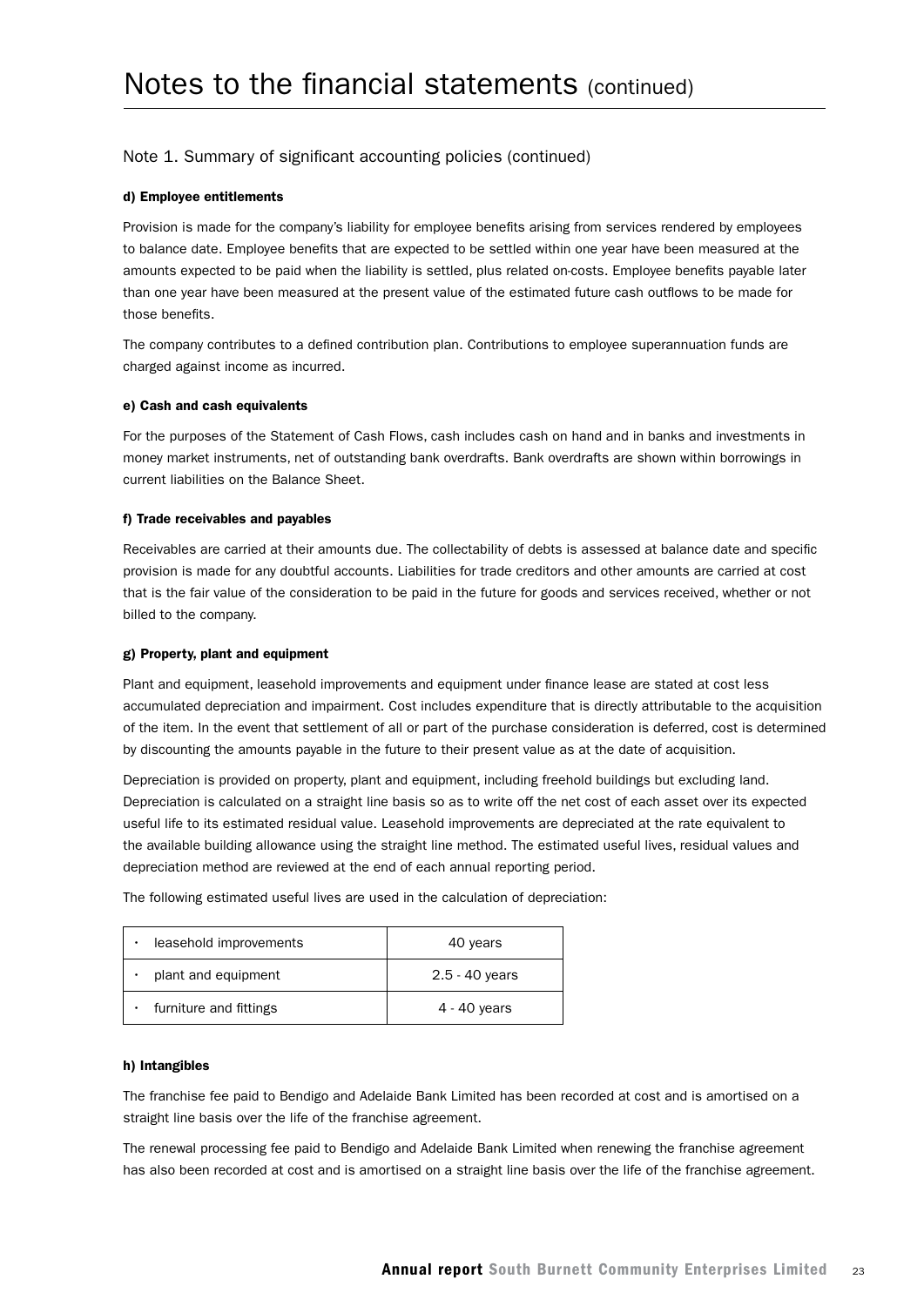# Notes to the financial statements (continued)

## Note 1. Summary of significant accounting policies (continued)

**d) Employee entitlements**

Provision is made for the company's liability for employee benefits arising from services rendered by employees to balance date. Employee benefits that are expected to be settled within one year have been measured at the amounts expected to be paid when the liability is settled, plus related on-costs. Employee benefits payable later than one year have been measured at the present value of the estimated future cash outflows to be made for those benefits.

The company contributes to a defined contribution plan. Contributions to employee superannuation funds are charged against income as incurred.

**e) Cash and cash equivalents**

For the purposes of the Statement of Cash Flows, cash includes cash on hand and in banks and investments in money market instruments, net of outstanding bank overdrafts. Bank overdrafts are shown within borrowings in current liabilities on the Balance Sheet.

**f) Trade receivables and payables**

Receivables are carried at their amounts due. The collectability of debts is assessed at balance date and specific provision is made for any doubtful accounts. Liabilities for trade creditors and other amounts are carried at cost that is the fair value of the consideration to be paid in the future for goods and services received, whether or not billed to the company.

**g) Property, plant and equipment**

Plant and equipment, leasehold improvements and equipment under finance lease are stated at cost less accumulated depreciation and impairment. Cost includes expenditure that is directly attributable to the acquisition of the item. In the event that settlement of all or part of the purchase consideration is deferred, cost is determined by discounting the amounts payable in the future to their present value as at the date of acquisition.

Depreciation is provided on property, plant and equipment, including freehold buildings but excluding land. Depreciation is calculated on a straight line basis so as to write off the net cost of each asset over its expected useful life to its estimated residual value. Leasehold improvements are depreciated at the rate equivalent to the available building allowance using the straight line method. The estimated useful lives, residual values and depreciation method are reviewed at the end of each annual reporting period.

The following estimated useful lives are used in the calculation of depreciation:

| | |
|---|---|
| • leasehold improvements | 40 years |
| • plant and equipment | 2.5 - 40 years |
| • furniture and fittings | 4 - 40 years |

**h) Intangibles**

The franchise fee paid to Bendigo and Adelaide Bank Limited has been recorded at cost and is amortised on a straight line basis over the life of the franchise agreement.

The renewal processing fee paid to Bendigo and Adelaide Bank Limited when renewing the franchise agreement has also been recorded at cost and is amortised on a straight line basis over the life of the franchise agreement.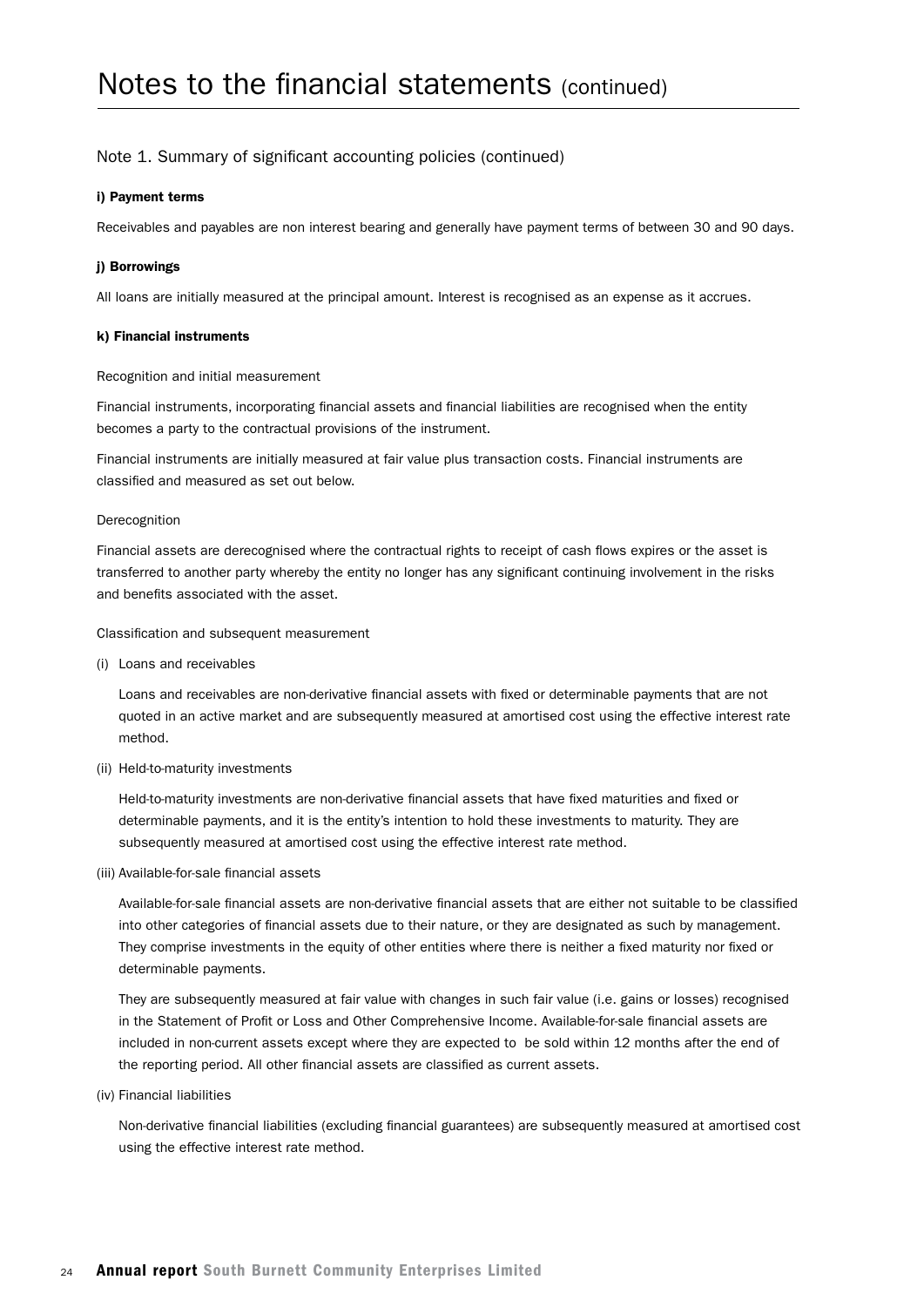# Notes to the financial statements (continued)

## Note 1. Summary of significant accounting policies (continued)

### i) Payment terms

Receivables and payables are non interest bearing and generally have payment terms of between 30 and 90 days.

### j) Borrowings

All loans are initially measured at the principal amount. Interest is recognised as an expense as it accrues.

### k) Financial instruments

Recognition and initial measurement

Financial instruments, incorporating financial assets and financial liabilities are recognised when the entity becomes a party to the contractual provisions of the instrument.

Financial instruments are initially measured at fair value plus transaction costs. Financial instruments are classified and measured as set out below.

Derecognition

Financial assets are derecognised where the contractual rights to receipt of cash flows expires or the asset is transferred to another party whereby the entity no longer has any significant continuing involvement in the risks and benefits associated with the asset.

Classification and subsequent measurement

(i) Loans and receivables

Loans and receivables are non-derivative financial assets with fixed or determinable payments that are not quoted in an active market and are subsequently measured at amortised cost using the effective interest rate method.

(ii) Held-to-maturity investments

Held-to-maturity investments are non-derivative financial assets that have fixed maturities and fixed or determinable payments, and it is the entity's intention to hold these investments to maturity. They are subsequently measured at amortised cost using the effective interest rate method.

(iii) Available-for-sale financial assets

Available-for-sale financial assets are non-derivative financial assets that are either not suitable to be classified into other categories of financial assets due to their nature, or they are designated as such by management. They comprise investments in the equity of other entities where there is neither a fixed maturity nor fixed or determinable payments.

They are subsequently measured at fair value with changes in such fair value (i.e. gains or losses) recognised in the Statement of Profit or Loss and Other Comprehensive Income. Available-for-sale financial assets are included in non-current assets except where they are expected to be sold within 12 months after the end of the reporting period. All other financial assets are classified as current assets.

(iv) Financial liabilities

Non-derivative financial liabilities (excluding financial guarantees) are subsequently measured at amortised cost using the effective interest rate method.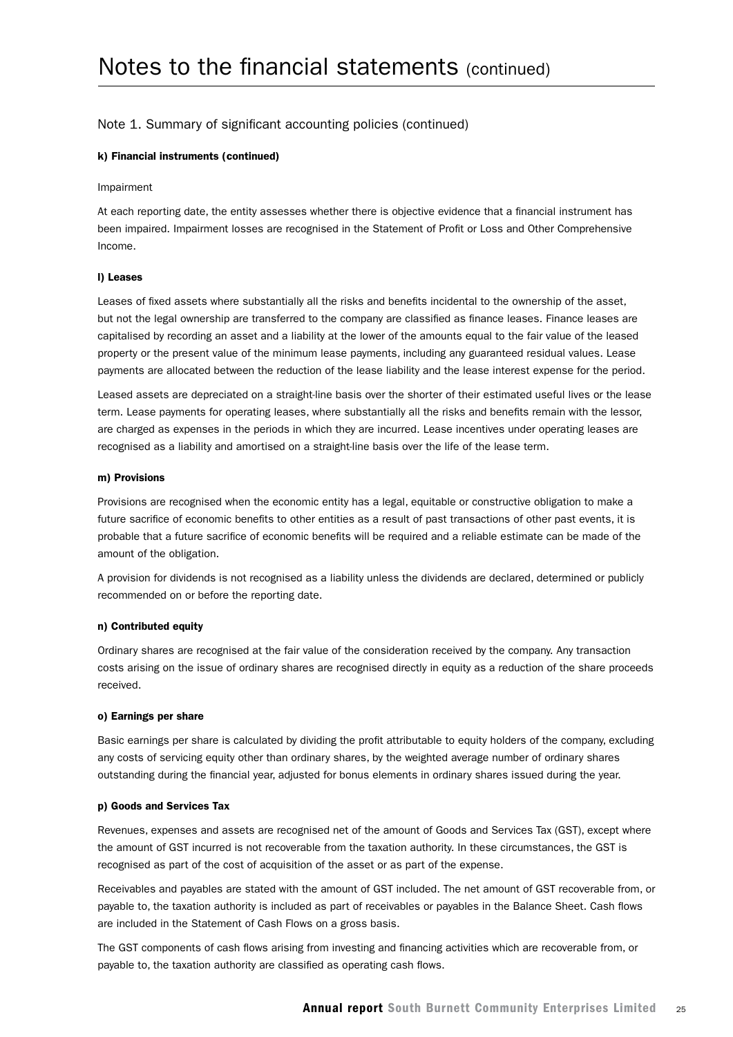# Notes to the financial statements (continued)

## Note 1. Summary of significant accounting policies (continued)

### k) Financial instruments (continued)

Impairment

At each reporting date, the entity assesses whether there is objective evidence that a financial instrument has been impaired. Impairment losses are recognised in the Statement of Profit or Loss and Other Comprehensive Income.

### l) Leases

Leases of fixed assets where substantially all the risks and benefits incidental to the ownership of the asset, but not the legal ownership are transferred to the company are classified as finance leases. Finance leases are capitalised by recording an asset and a liability at the lower of the amounts equal to the fair value of the leased property or the present value of the minimum lease payments, including any guaranteed residual values. Lease payments are allocated between the reduction of the lease liability and the lease interest expense for the period.

Leased assets are depreciated on a straight-line basis over the shorter of their estimated useful lives or the lease term. Lease payments for operating leases, where substantially all the risks and benefits remain with the lessor, are charged as expenses in the periods in which they are incurred. Lease incentives under operating leases are recognised as a liability and amortised on a straight-line basis over the life of the lease term.

### m) Provisions

Provisions are recognised when the economic entity has a legal, equitable or constructive obligation to make a future sacrifice of economic benefits to other entities as a result of past transactions of other past events, it is probable that a future sacrifice of economic benefits will be required and a reliable estimate can be made of the amount of the obligation.

A provision for dividends is not recognised as a liability unless the dividends are declared, determined or publicly recommended on or before the reporting date.

### n) Contributed equity

Ordinary shares are recognised at the fair value of the consideration received by the company. Any transaction costs arising on the issue of ordinary shares are recognised directly in equity as a reduction of the share proceeds received.

### o) Earnings per share

Basic earnings per share is calculated by dividing the profit attributable to equity holders of the company, excluding any costs of servicing equity other than ordinary shares, by the weighted average number of ordinary shares outstanding during the financial year, adjusted for bonus elements in ordinary shares issued during the year.

### p) Goods and Services Tax

Revenues, expenses and assets are recognised net of the amount of Goods and Services Tax (GST), except where the amount of GST incurred is not recoverable from the taxation authority. In these circumstances, the GST is recognised as part of the cost of acquisition of the asset or as part of the expense.

Receivables and payables are stated with the amount of GST included. The net amount of GST recoverable from, or payable to, the taxation authority is included as part of receivables or payables in the Balance Sheet. Cash flows are included in the Statement of Cash Flows on a gross basis.

The GST components of cash flows arising from investing and financing activities which are recoverable from, or payable to, the taxation authority are classified as operating cash flows.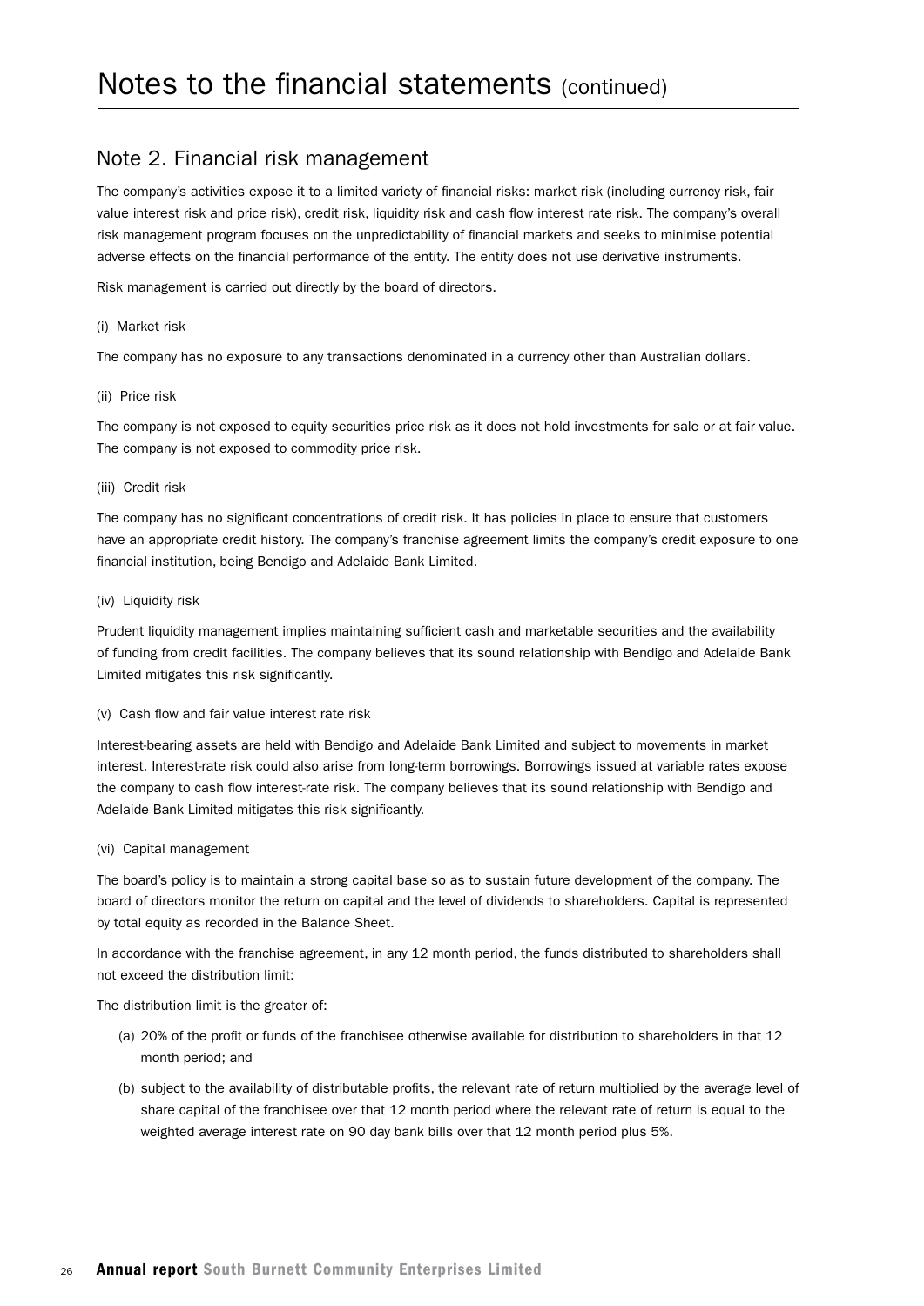# Notes to the financial statements (continued)

## Note 2. Financial risk management

The company's activities expose it to a limited variety of financial risks: market risk (including currency risk, fair value interest risk and price risk), credit risk, liquidity risk and cash flow interest rate risk. The company's overall risk management program focuses on the unpredictability of financial markets and seeks to minimise potential adverse effects on the financial performance of the entity. The entity does not use derivative instruments.

Risk management is carried out directly by the board of directors.

(i) Market risk

The company has no exposure to any transactions denominated in a currency other than Australian dollars.

(ii) Price risk

The company is not exposed to equity securities price risk as it does not hold investments for sale or at fair value. The company is not exposed to commodity price risk.

(iii) Credit risk

The company has no significant concentrations of credit risk. It has policies in place to ensure that customers have an appropriate credit history. The company's franchise agreement limits the company's credit exposure to one financial institution, being Bendigo and Adelaide Bank Limited.

(iv) Liquidity risk

Prudent liquidity management implies maintaining sufficient cash and marketable securities and the availability of funding from credit facilities. The company believes that its sound relationship with Bendigo and Adelaide Bank Limited mitigates this risk significantly.

(v) Cash flow and fair value interest rate risk

Interest-bearing assets are held with Bendigo and Adelaide Bank Limited and subject to movements in market interest. Interest-rate risk could also arise from long-term borrowings. Borrowings issued at variable rates expose the company to cash flow interest-rate risk. The company believes that its sound relationship with Bendigo and Adelaide Bank Limited mitigates this risk significantly.

(vi) Capital management

The board's policy is to maintain a strong capital base so as to sustain future development of the company. The board of directors monitor the return on capital and the level of dividends to shareholders. Capital is represented by total equity as recorded in the Balance Sheet.

In accordance with the franchise agreement, in any 12 month period, the funds distributed to shareholders shall not exceed the distribution limit:

The distribution limit is the greater of:

(a) 20% of the profit or funds of the franchisee otherwise available for distribution to shareholders in that 12 month period; and

(b) subject to the availability of distributable profits, the relevant rate of return multiplied by the average level of share capital of the franchisee over that 12 month period where the relevant rate of return is equal to the weighted average interest rate on 90 day bank bills over that 12 month period plus 5%.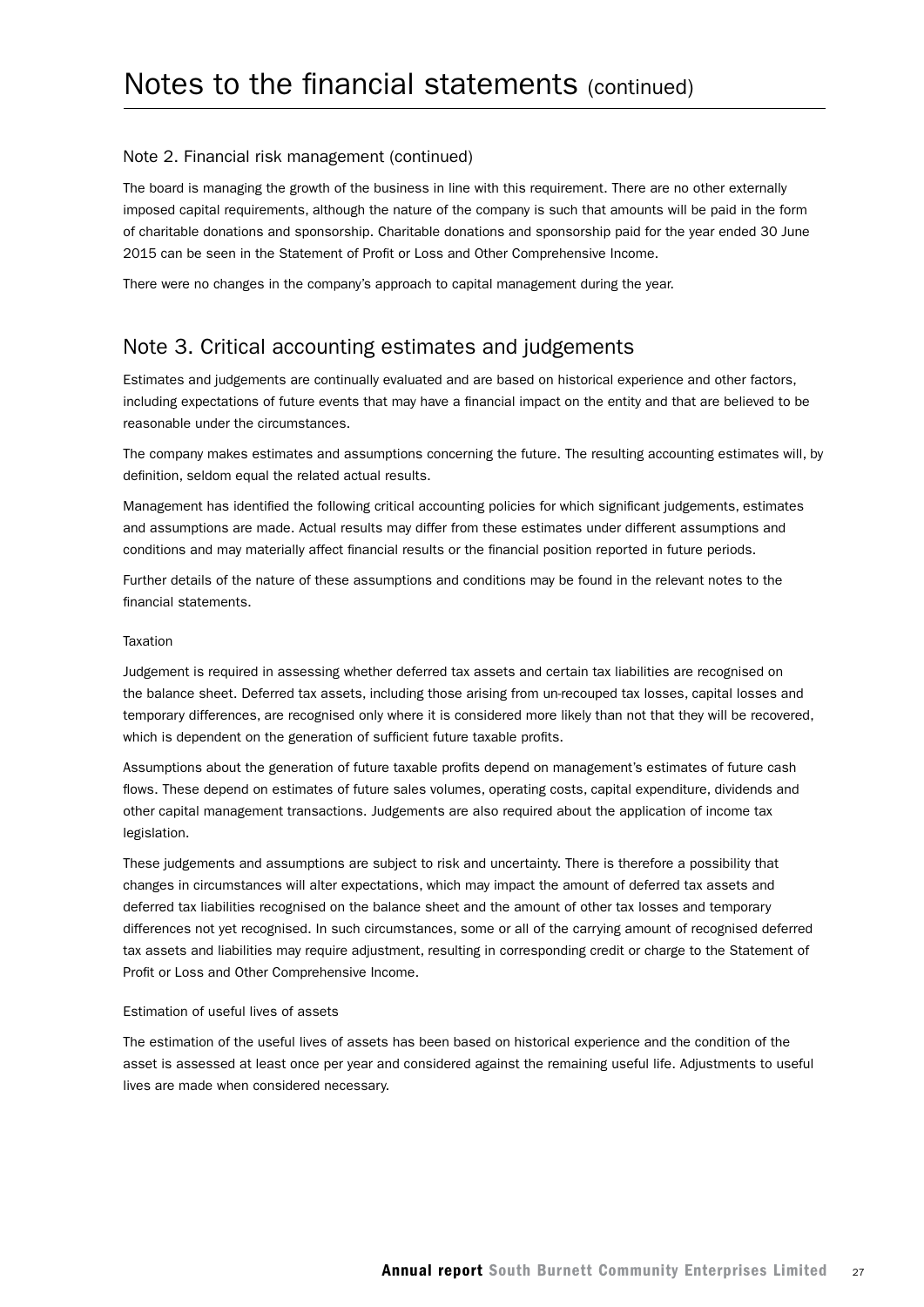# Notes to the financial statements (continued)

## Note 2. Financial risk management (continued)

The board is managing the growth of the business in line with this requirement. There are no other externally imposed capital requirements, although the nature of the company is such that amounts will be paid in the form of charitable donations and sponsorship. Charitable donations and sponsorship paid for the year ended 30 June 2015 can be seen in the Statement of Profit or Loss and Other Comprehensive Income.

There were no changes in the company's approach to capital management during the year.

## Note 3. Critical accounting estimates and judgements

Estimates and judgements are continually evaluated and are based on historical experience and other factors, including expectations of future events that may have a financial impact on the entity and that are believed to be reasonable under the circumstances.

The company makes estimates and assumptions concerning the future. The resulting accounting estimates will, by definition, seldom equal the related actual results.

Management has identified the following critical accounting policies for which significant judgements, estimates and assumptions are made. Actual results may differ from these estimates under different assumptions and conditions and may materially affect financial results or the financial position reported in future periods.

Further details of the nature of these assumptions and conditions may be found in the relevant notes to the financial statements.

### Taxation

Judgement is required in assessing whether deferred tax assets and certain tax liabilities are recognised on the balance sheet. Deferred tax assets, including those arising from un-recouped tax losses, capital losses and temporary differences, are recognised only where it is considered more likely than not that they will be recovered, which is dependent on the generation of sufficient future taxable profits.

Assumptions about the generation of future taxable profits depend on management's estimates of future cash flows. These depend on estimates of future sales volumes, operating costs, capital expenditure, dividends and other capital management transactions. Judgements are also required about the application of income tax legislation.

These judgements and assumptions are subject to risk and uncertainty. There is therefore a possibility that changes in circumstances will alter expectations, which may impact the amount of deferred tax assets and deferred tax liabilities recognised on the balance sheet and the amount of other tax losses and temporary differences not yet recognised. In such circumstances, some or all of the carrying amount of recognised deferred tax assets and liabilities may require adjustment, resulting in corresponding credit or charge to the Statement of Profit or Loss and Other Comprehensive Income.

### Estimation of useful lives of assets

The estimation of the useful lives of assets has been based on historical experience and the condition of the asset is assessed at least once per year and considered against the remaining useful life. Adjustments to useful lives are made when considered necessary.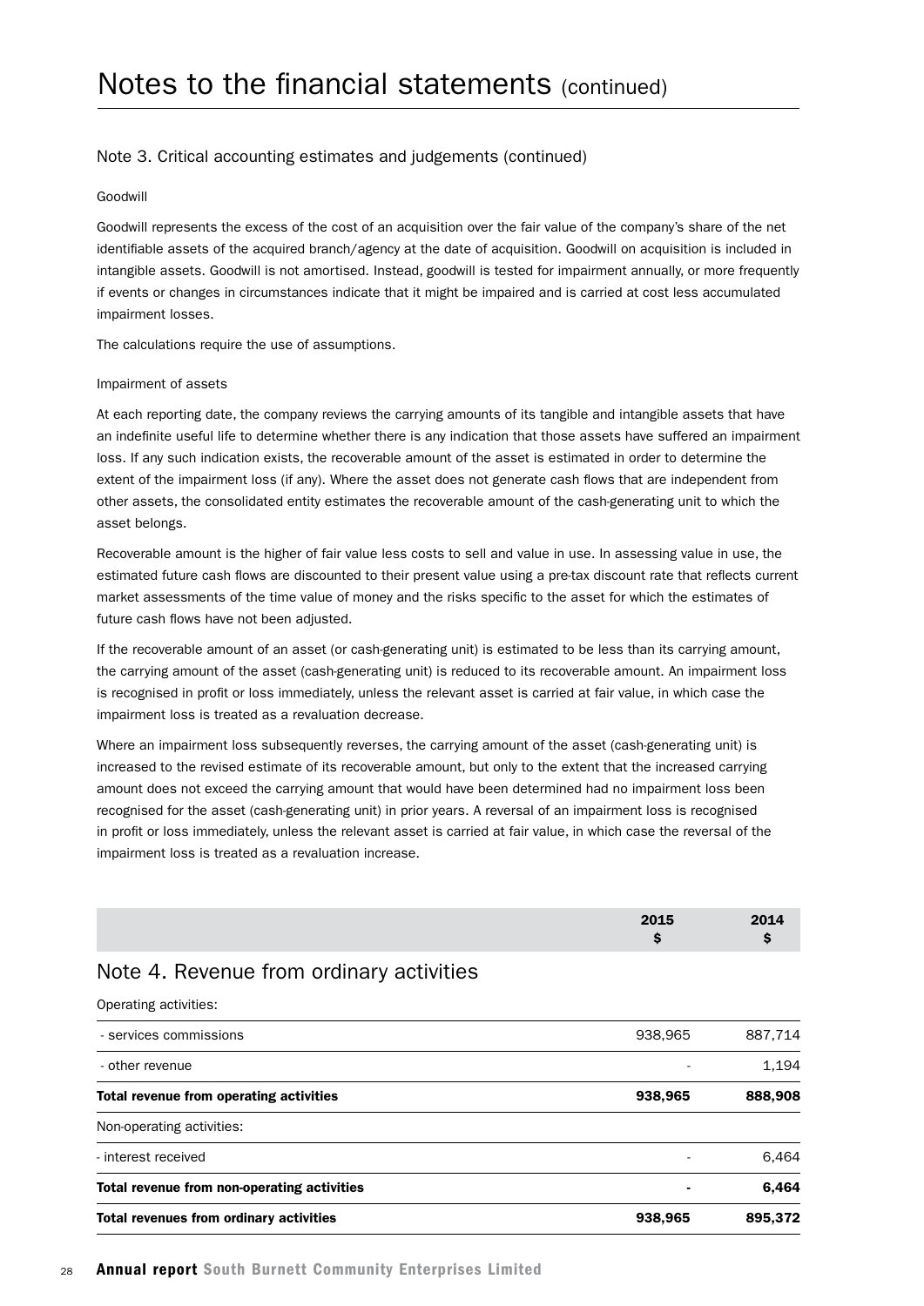# Notes to the financial statements (continued)

## Note 3. Critical accounting estimates and judgements (continued)

### Goodwill

Goodwill represents the excess of the cost of an acquisition over the fair value of the company's share of the net identifiable assets of the acquired branch/agency at the date of acquisition. Goodwill on acquisition is included in intangible assets. Goodwill is not amortised. Instead, goodwill is tested for impairment annually, or more frequently if events or changes in circumstances indicate that it might be impaired and is carried at cost less accumulated impairment losses.

The calculations require the use of assumptions.

### Impairment of assets

At each reporting date, the company reviews the carrying amounts of its tangible and intangible assets that have an indefinite useful life to determine whether there is any indication that those assets have suffered an impairment loss. If any such indication exists, the recoverable amount of the asset is estimated in order to determine the extent of the impairment loss (if any). Where the asset does not generate cash flows that are independent from other assets, the consolidated entity estimates the recoverable amount of the cash-generating unit to which the asset belongs.

Recoverable amount is the higher of fair value less costs to sell and value in use. In assessing value in use, the estimated future cash flows are discounted to their present value using a pre-tax discount rate that reflects current market assessments of the time value of money and the risks specific to the asset for which the estimates of future cash flows have not been adjusted.

If the recoverable amount of an asset (or cash-generating unit) is estimated to be less than its carrying amount, the carrying amount of the asset (cash-generating unit) is reduced to its recoverable amount. An impairment loss is recognised in profit or loss immediately, unless the relevant asset is carried at fair value, in which case the impairment loss is treated as a revaluation decrease.

Where an impairment loss subsequently reverses, the carrying amount of the asset (cash-generating unit) is increased to the revised estimate of its recoverable amount, but only to the extent that the increased carrying amount does not exceed the carrying amount that would have been determined had no impairment loss been recognised for the asset (cash-generating unit) in prior years. A reversal of an impairment loss is recognised in profit or loss immediately, unless the relevant asset is carried at fair value, in which case the reversal of the impairment loss is treated as a revaluation increase.

## Note 4. Revenue from ordinary activities

| | 2015 $ | 2014 $ |
|---|---|---|
| Operating activities: | | |
| - services commissions | 938,965 | 887,714 |
| - other revenue | - | 1,194 |
| **Total revenue from operating activities** | **938,965** | **888,908** |
| Non-operating activities: | | |
| - interest received | - | 6,464 |
| **Total revenue from non-operating activities** | **-** | **6,464** |
| **Total revenues from ordinary activities** | **938,965** | **895,372** |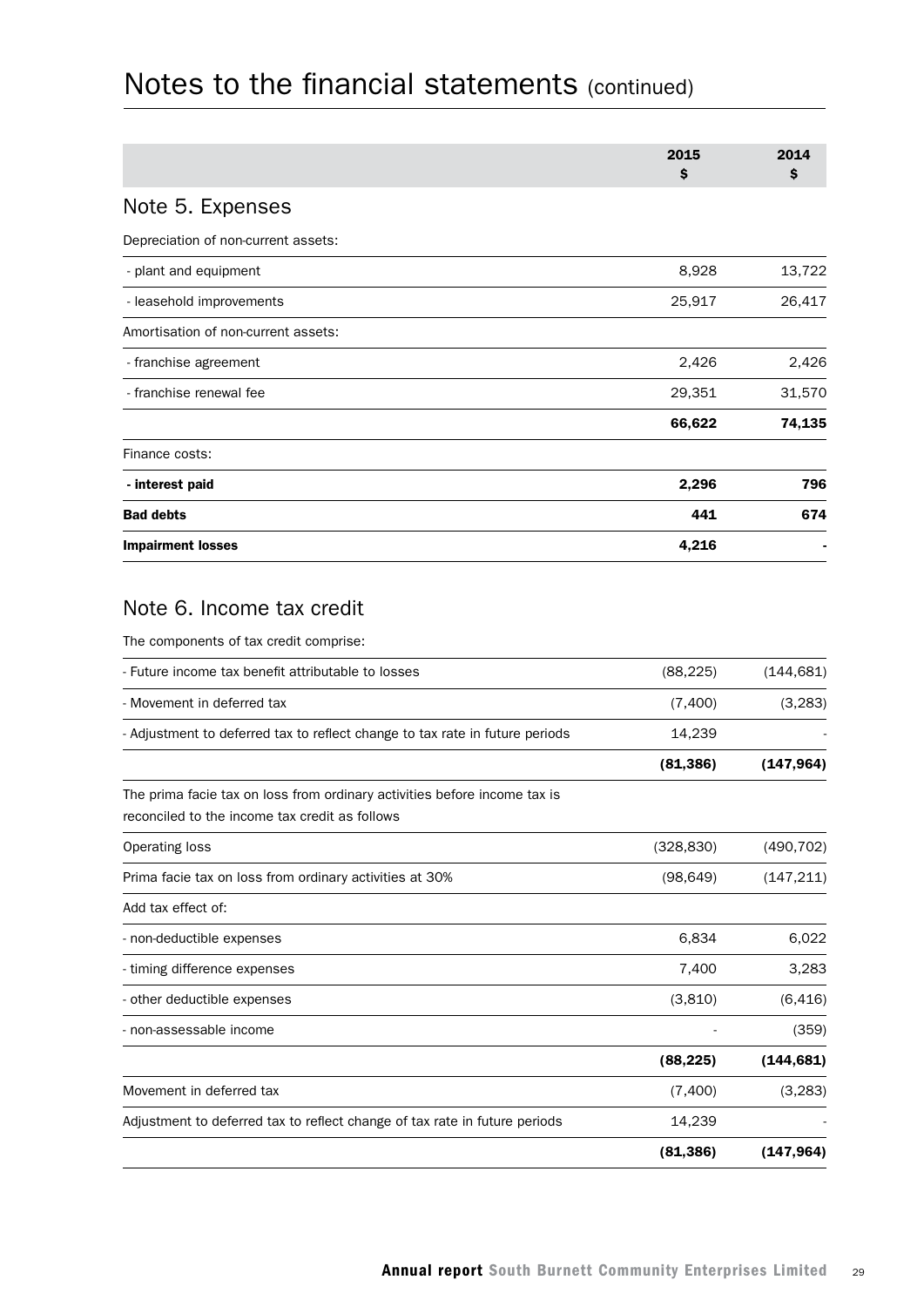# Notes to the financial statements (continued)

| | 2015<br>$ | 2014<br>$ |
|---|---|---|

## Note 5. Expenses

| | 2015<br>$ | 2014<br>$ |
|---|---|---|
| Depreciation of non-current assets: | | |
| - plant and equipment | 8,928 | 13,722 |
| - leasehold improvements | 25,917 | 26,417 |
| Amortisation of non-current assets: | | |
| - franchise agreement | 2,426 | 2,426 |
| - franchise renewal fee | 29,351 | 31,570 |
| | **66,622** | **74,135** |
| Finance costs: | | |
| **- interest paid** | **2,296** | **796** |
| **Bad debts** | **441** | **674** |
| **Impairment losses** | **4,216** | **-** |

## Note 6. Income tax credit

| | 2015<br>$ | 2014<br>$ |
|---|---|---|
| The components of tax credit comprise: | | |
| - Future income tax benefit attributable to losses | (88,225) | (144,681) |
| - Movement in deferred tax | (7,400) | (3,283) |
| - Adjustment to deferred tax to reflect change to tax rate in future periods | 14,239 | - |
| | **(81,386)** | **(147,964)** |
| The prima facie tax on loss from ordinary activities before income tax is reconciled to the income tax credit as follows | | |
| Operating loss | (328,830) | (490,702) |
| Prima facie tax on loss from ordinary activities at 30% | (98,649) | (147,211) |
| Add tax effect of: | | |
| - non-deductible expenses | 6,834 | 6,022 |
| - timing difference expenses | 7,400 | 3,283 |
| - other deductible expenses | (3,810) | (6,416) |
| - non-assessable income | - | (359) |
| | **(88,225)** | **(144,681)** |
| Movement in deferred tax | (7,400) | (3,283) |
| Adjustment to deferred tax to reflect change of tax rate in future periods | 14,239 | - |
| | **(81,386)** | **(147,964)** |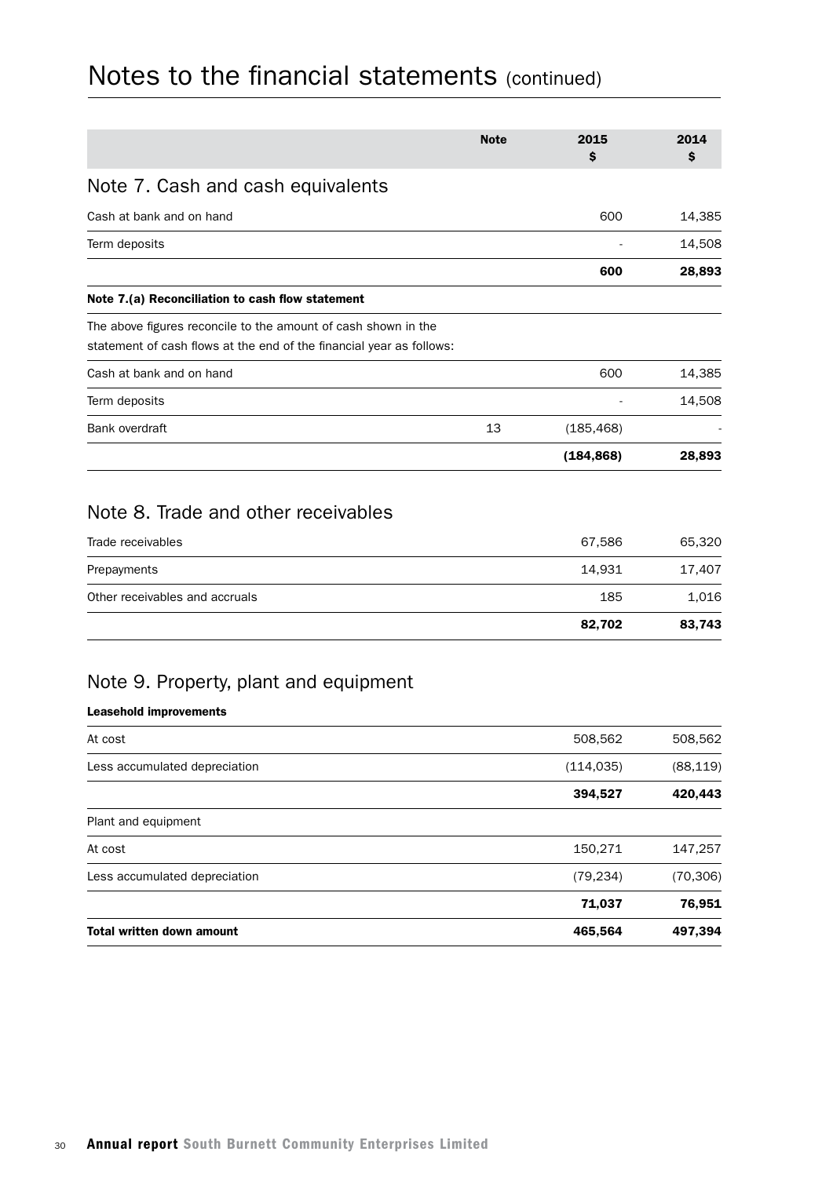# Notes to the financial statements (continued)

| | Note | 2015 $ | 2014 $ |
|---|---|---|---|
| **Note 7. Cash and cash equivalents** | | | |
| Cash at bank and on hand | | 600 | 14,385 |
| Term deposits | | - | 14,508 |
| | | **600** | **28,893** |
| **Note 7.(a) Reconciliation to cash flow statement** | | | |
| The above figures reconcile to the amount of cash shown in the statement of cash flows at the end of the financial year as follows: | | | |
| Cash at bank and on hand | | 600 | 14,385 |
| Term deposits | | - | 14,508 |
| Bank overdraft | 13 | (185,468) | - |
| | | **(184,868)** | **28,893** |

## Note 8. Trade and other receivables

| | 2015 $ | 2014 $ |
|---|---|---|
| Trade receivables | 67,586 | 65,320 |
| Prepayments | 14,931 | 17,407 |
| Other receivables and accruals | 185 | 1,016 |
| | **82,702** | **83,743** |

## Note 9. Property, plant and equipment

| | 2015 $ | 2014 $ |
|---|---|---|
| **Leasehold improvements** | | |
| At cost | 508,562 | 508,562 |
| Less accumulated depreciation | (114,035) | (88,119) |
| | **394,527** | **420,443** |
| Plant and equipment | | |
| At cost | 150,271 | 147,257 |
| Less accumulated depreciation | (79,234) | (70,306) |
| | **71,037** | **76,951** |
| **Total written down amount** | **465,564** | **497,394** |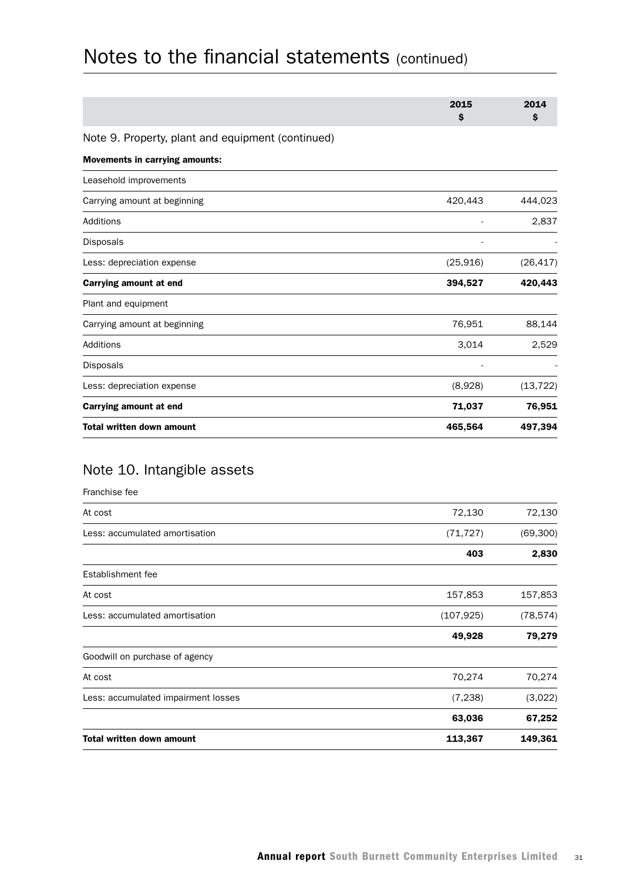# Notes to the financial statements (continued)

| | 2015 $ | 2014 $ |
|---|---|---|
| **Note 9. Property, plant and equipment (continued)** | | |
| **Movements in carrying amounts:** | | |
| Leasehold improvements | | |
| Carrying amount at beginning | 420,443 | 444,023 |
| Additions | - | 2,837 |
| Disposals | - | - |
| Less: depreciation expense | (25,916) | (26,417) |
| **Carrying amount at end** | **394,527** | **420,443** |
| Plant and equipment | | |
| Carrying amount at beginning | 76,951 | 88,144 |
| Additions | 3,014 | 2,529 |
| Disposals | - | - |
| Less: depreciation expense | (8,928) | (13,722) |
| **Carrying amount at end** | **71,037** | **76,951** |
| **Total written down amount** | **465,564** | **497,394** |

## Note 10. Intangible assets

| | 2015 $ | 2014 $ |
|---|---|---|
| Franchise fee | | |
| At cost | 72,130 | 72,130 |
| Less: accumulated amortisation | (71,727) | (69,300) |
| | **403** | **2,830** |
| Establishment fee | | |
| At cost | 157,853 | 157,853 |
| Less: accumulated amortisation | (107,925) | (78,574) |
| | **49,928** | **79,279** |
| Goodwill on purchase of agency | | |
| At cost | 70,274 | 70,274 |
| Less: accumulated impairment losses | (7,238) | (3,022) |
| | **63,036** | **67,252** |
| **Total written down amount** | **113,367** | **149,361** |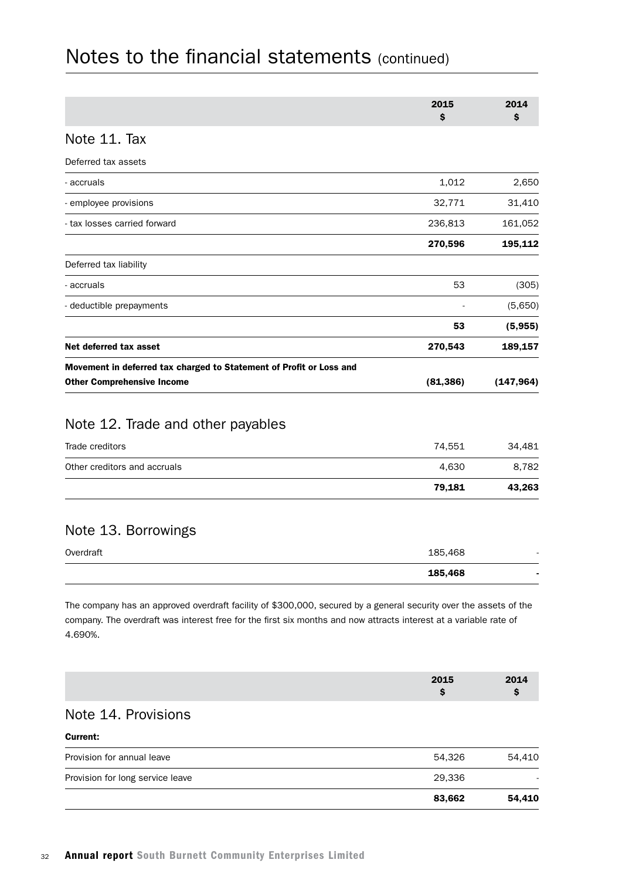# Notes to the financial statements (continued)

| | 2015 $ | 2014 $ |
|---|---|---|
| **Note 11. Tax** | | |
| Deferred tax assets | | |
| - accruals | 1,012 | 2,650 |
| - employee provisions | 32,771 | 31,410 |
| - tax losses carried forward | 236,813 | 161,052 |
| | **270,596** | **195,112** |
| Deferred tax liability | | |
| - accruals | 53 | (305) |
| - deductible prepayments | - | (5,650) |
| | **53** | **(5,955)** |
| **Net deferred tax asset** | **270,543** | **189,157** |
| **Movement in deferred tax charged to Statement of Profit or Loss and Other Comprehensive Income** | **(81,386)** | **(147,964)** |

## Note 12. Trade and other payables

| | 2015 $ | 2014 $ |
|---|---|---|
| Trade creditors | 74,551 | 34,481 |
| Other creditors and accruals | 4,630 | 8,782 |
| | **79,181** | **43,263** |

## Note 13. Borrowings

| | 2015 $ | 2014 $ |
|---|---|---|
| Overdraft | 185,468 | - |
| | **185,468** | **-** |

The company has an approved overdraft facility of $300,000, secured by a general security over the assets of the company. The overdraft was interest free for the first six months and now attracts interest at a variable rate of 4.690%.

| | 2015 $ | 2014 $ |
|---|---|---|
| **Note 14. Provisions** | | |
| **Current:** | | |
| Provision for annual leave | 54,326 | 54,410 |
| Provision for long service leave | 29,336 | - |
| | **83,662** | **54,410** |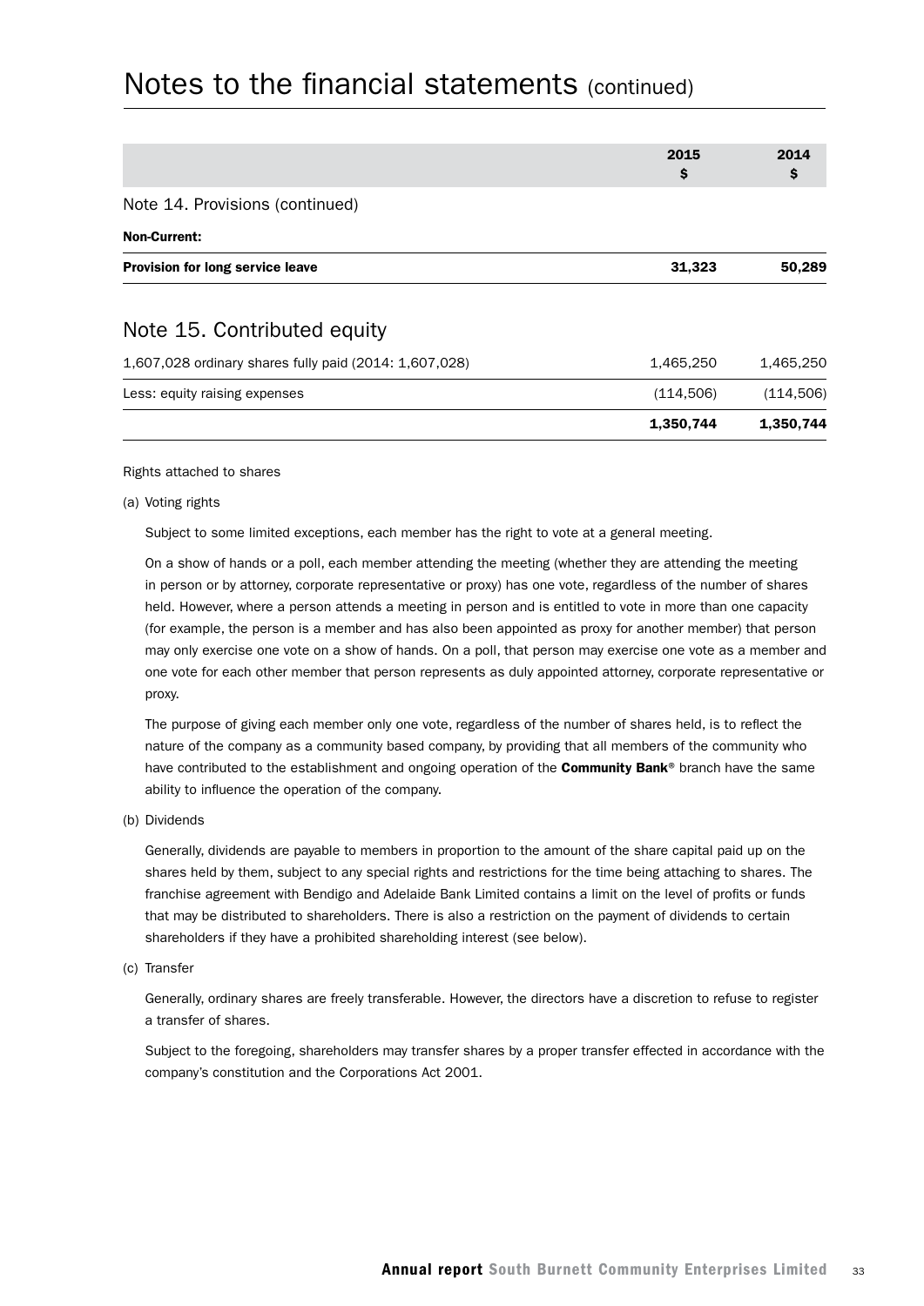# Notes to the financial statements (continued)

| | 2015 $ | 2014 $ |
|---|---|---|
| **Note 14. Provisions (continued)** | | |
| **Non-Current:** | | |
| **Provision for long service leave** | **31,323** | **50,289** |

## Note 15. Contributed equity

| | 2015 $ | 2014 $ |
|---|---|---|
| 1,607,028 ordinary shares fully paid (2014: 1,607,028) | 1,465,250 | 1,465,250 |
| Less: equity raising expenses | (114,506) | (114,506) |
| | **1,350,744** | **1,350,744** |

Rights attached to shares

(a) Voting rights

Subject to some limited exceptions, each member has the right to vote at a general meeting.

On a show of hands or a poll, each member attending the meeting (whether they are attending the meeting in person or by attorney, corporate representative or proxy) has one vote, regardless of the number of shares held. However, where a person attends a meeting in person and is entitled to vote in more than one capacity (for example, the person is a member and has also been appointed as proxy for another member) that person may only exercise one vote on a show of hands. On a poll, that person may exercise one vote as a member and one vote for each other member that person represents as duly appointed attorney, corporate representative or proxy.

The purpose of giving each member only one vote, regardless of the number of shares held, is to reflect the nature of the company as a community based company, by providing that all members of the community who have contributed to the establishment and ongoing operation of the **Community Bank**® branch have the same ability to influence the operation of the company.

(b) Dividends

Generally, dividends are payable to members in proportion to the amount of the share capital paid up on the shares held by them, subject to any special rights and restrictions for the time being attaching to shares. The franchise agreement with Bendigo and Adelaide Bank Limited contains a limit on the level of profits or funds that may be distributed to shareholders. There is also a restriction on the payment of dividends to certain shareholders if they have a prohibited shareholding interest (see below).

(c) Transfer

Generally, ordinary shares are freely transferable. However, the directors have a discretion to refuse to register a transfer of shares.

Subject to the foregoing, shareholders may transfer shares by a proper transfer effected in accordance with the company's constitution and the Corporations Act 2001.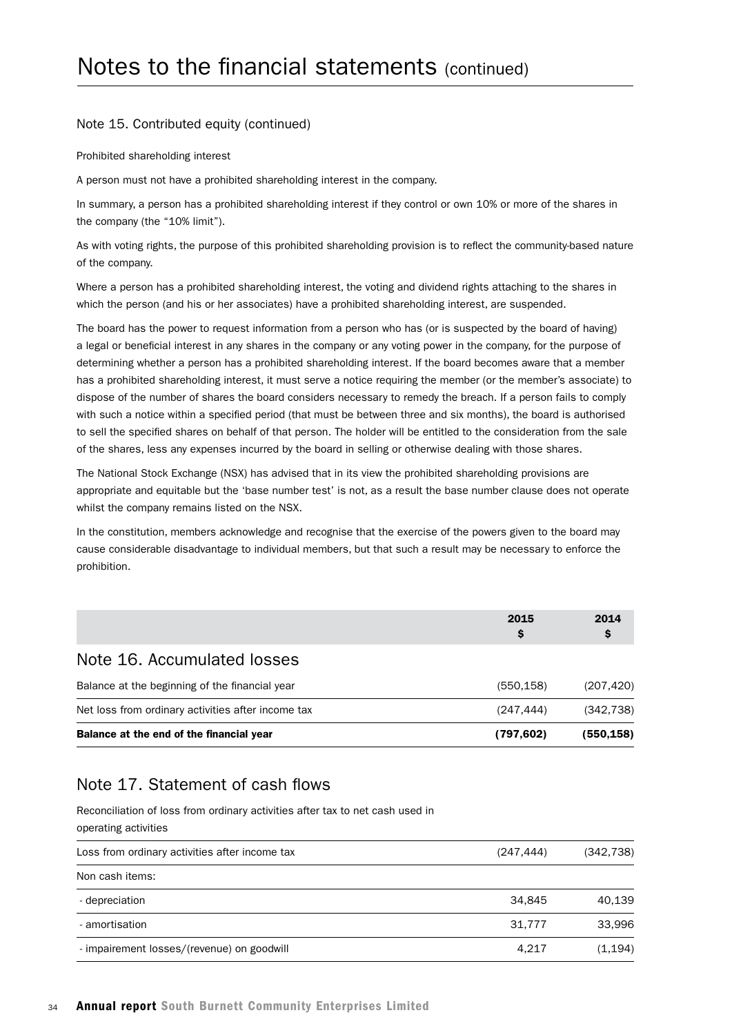# Notes to the financial statements (continued)

## Note 15. Contributed equity (continued)

Prohibited shareholding interest

A person must not have a prohibited shareholding interest in the company.

In summary, a person has a prohibited shareholding interest if they control or own 10% or more of the shares in the company (the "10% limit").

As with voting rights, the purpose of this prohibited shareholding provision is to reflect the community-based nature of the company.

Where a person has a prohibited shareholding interest, the voting and dividend rights attaching to the shares in which the person (and his or her associates) have a prohibited shareholding interest, are suspended.

The board has the power to request information from a person who has (or is suspected by the board of having) a legal or beneficial interest in any shares in the company or any voting power in the company, for the purpose of determining whether a person has a prohibited shareholding interest. If the board becomes aware that a member has a prohibited shareholding interest, it must serve a notice requiring the member (or the member's associate) to dispose of the number of shares the board considers necessary to remedy the breach. If a person fails to comply with such a notice within a specified period (that must be between three and six months), the board is authorised to sell the specified shares on behalf of that person. The holder will be entitled to the consideration from the sale of the shares, less any expenses incurred by the board in selling or otherwise dealing with those shares.

The National Stock Exchange (NSX) has advised that in its view the prohibited shareholding provisions are appropriate and equitable but the 'base number test' is not, as a result the base number clause does not operate whilst the company remains listed on the NSX.

In the constitution, members acknowledge and recognise that the exercise of the powers given to the board may cause considerable disadvantage to individual members, but that such a result may be necessary to enforce the prohibition.

## Note 16. Accumulated losses

| | 2015 $ | 2014 $ |
|---|---|---|
| Balance at the beginning of the financial year | (550,158) | (207,420) |
| Net loss from ordinary activities after income tax | (247,444) | (342,738) |
| **Balance at the end of the financial year** | **(797,602)** | **(550,158)** |

## Note 17. Statement of cash flows

Reconciliation of loss from ordinary activities after tax to net cash used in operating activities

| | 2015 $ | 2014 $ |
|---|---|---|
| Loss from ordinary activities after income tax | (247,444) | (342,738) |
| Non cash items: | | |
| - depreciation | 34,845 | 40,139 |
| - amortisation | 31,777 | 33,996 |
| - impairement losses/(revenue) on goodwill | 4,217 | (1,194) |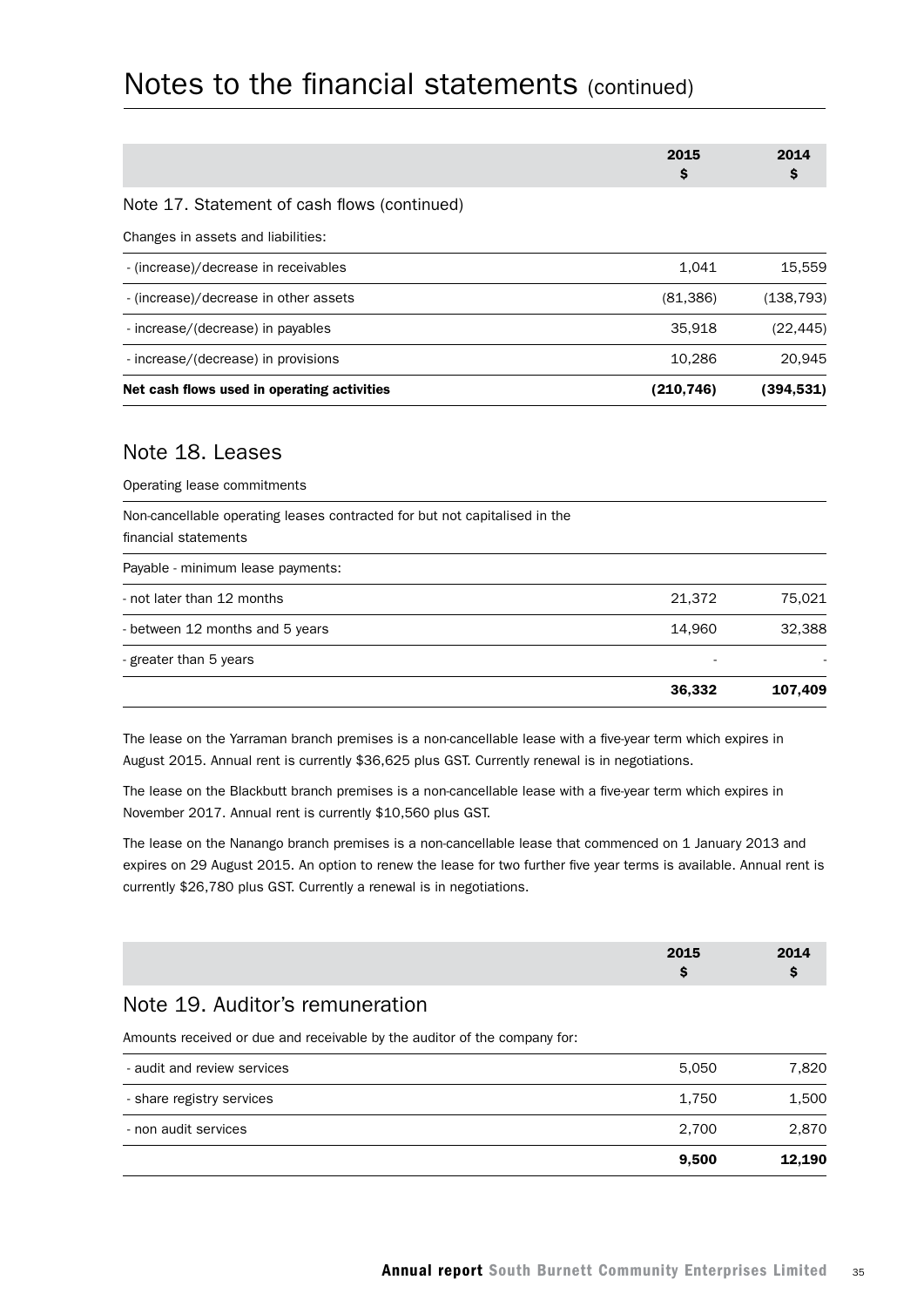# Notes to the financial statements (continued)

| | 2015<br>$ | 2014<br>$ |
|---|---|---|
| **Note 17. Statement of cash flows (continued)** | | |
| Changes in assets and liabilities: | | |
| - (increase)/decrease in receivables | 1,041 | 15,559 |
| - (increase)/decrease in other assets | (81,386) | (138,793) |
| - increase/(decrease) in payables | 35,918 | (22,445) |
| - increase/(decrease) in provisions | 10,286 | 20,945 |
| **Net cash flows used in operating activities** | **(210,746)** | **(394,531)** |

## Note 18. Leases

| | 2015<br>$ | 2014<br>$ |
|---|---|---|
| Operating lease commitments | | |
| Non-cancellable operating leases contracted for but not capitalised in the financial statements | | |
| Payable - minimum lease payments: | | |
| - not later than 12 months | 21,372 | 75,021 |
| - between 12 months and 5 years | 14,960 | 32,388 |
| - greater than 5 years | - | - |
| | **36,332** | **107,409** |

The lease on the Yarraman branch premises is a non-cancellable lease with a five-year term which expires in August 2015. Annual rent is currently $36,625 plus GST. Currently renewal is in negotiations.

The lease on the Blackbutt branch premises is a non-cancellable lease with a five-year term which expires in November 2017. Annual rent is currently $10,560 plus GST.

The lease on the Nanango branch premises is a non-cancellable lease that commenced on 1 January 2013 and expires on 29 August 2015. An option to renew the lease for two further five year terms is available. Annual rent is currently $26,780 plus GST. Currently a renewal is in negotiations.

| | 2015<br>$ | 2014<br>$ |
|---|---|---|
| **Note 19. Auditor's remuneration** | | |
| Amounts received or due and receivable by the auditor of the company for: | | |
| - audit and review services | 5,050 | 7,820 |
| - share registry services | 1,750 | 1,500 |
| - non audit services | 2,700 | 2,870 |
| | **9,500** | **12,190** |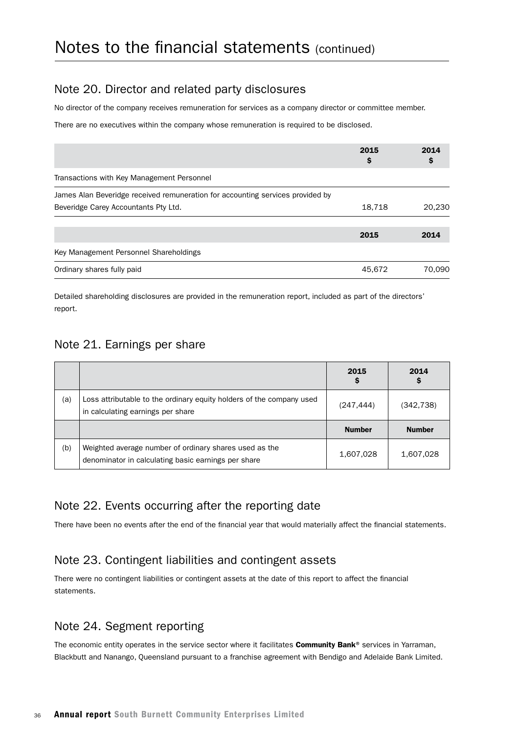# Notes to the financial statements (continued)

## Note 20. Director and related party disclosures

No director of the company receives remuneration for services as a company director or committee member.

There are no executives within the company whose remuneration is required to be disclosed.

| | 2015 $ | 2014 $ |
|---|---|---|
| Transactions with Key Management Personnel | | |
| James Alan Beveridge received remuneration for accounting services provided by Beveridge Carey Accountants Pty Ltd. | 18,718 | 20,230 |

| | 2015 | 2014 |
|---|---|---|
| Key Management Personnel Shareholdings | | |
| Ordinary shares fully paid | 45,672 | 70,090 |

Detailed shareholding disclosures are provided in the remuneration report, included as part of the directors' report.

## Note 21. Earnings per share

| | | 2015 $ | 2014 $ |
|---|---|---|---|
| (a) | Loss attributable to the ordinary equity holders of the company used in calculating earnings per share | (247,444) | (342,738) |
| | | **Number** | **Number** |
| (b) | Weighted average number of ordinary shares used as the denominator in calculating basic earnings per share | 1,607,028 | 1,607,028 |

## Note 22. Events occurring after the reporting date

There have been no events after the end of the financial year that would materially affect the financial statements.

## Note 23. Contingent liabilities and contingent assets

There were no contingent liabilities or contingent assets at the date of this report to affect the financial statements.

## Note 24. Segment reporting

The economic entity operates in the service sector where it facilitates **Community Bank**® services in Yarraman, Blackbutt and Nanango, Queensland pursuant to a franchise agreement with Bendigo and Adelaide Bank Limited.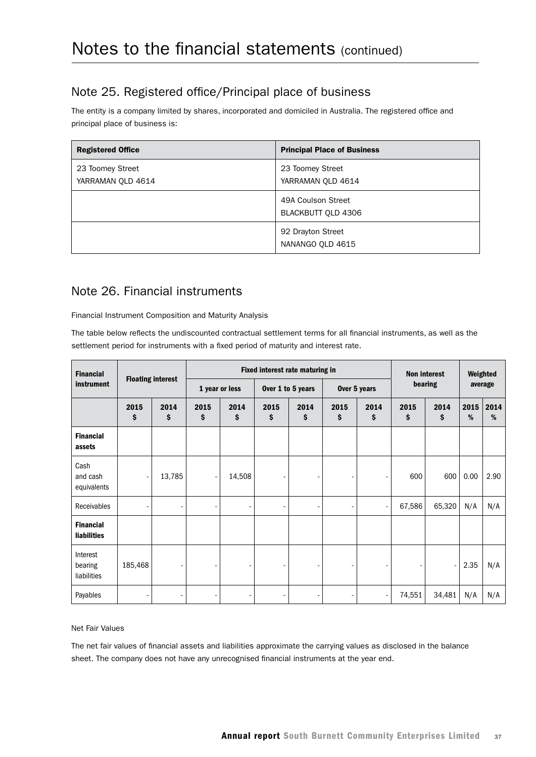# Notes to the financial statements (continued)

## Note 25. Registered office/Principal place of business

The entity is a company limited by shares, incorporated and domiciled in Australia. The registered office and principal place of business is:

| Registered Office | Principal Place of Business |
|---|---|
| 23 Toomey Street<br>YARRAMAN QLD 4614 | 23 Toomey Street<br>YARRAMAN QLD 4614 |
| | 49A Coulson Street<br>BLACKBUTT QLD 4306 |
| | 92 Drayton Street<br>NANANGO QLD 4615 |

## Note 26. Financial instruments

Financial Instrument Composition and Maturity Analysis

The table below reflects the undiscounted contractual settlement terms for all financial instruments, as well as the settlement period for instruments with a fixed period of maturity and interest rate.

| Financial instrument | Floating interest | | Fixed interest rate maturing in | | | | | | Non interest bearing | | Weighted average | |
|---|---|---|---|---|---|---|---|---|---|---|---|---|
| | | | 1 year or less | | Over 1 to 5 years | | Over 5 years | | | | | |
| | 2015 $ | 2014 $ | 2015 $ | 2014 $ | 2015 $ | 2014 $ | 2015 $ | 2014 $ | 2015 $ | 2014 $ | 2015 % | 2014 % |
| **Financial assets** | | | | | | | | | | | | |
| Cash and cash equivalents | - | 13,785 | - | 14,508 | - | - | - | - | 600 | 600 | 0.00 | 2.90 |
| Receivables | - | - | - | - | - | - | - | - | 67,586 | 65,320 | N/A | N/A |
| **Financial liabilities** | | | | | | | | | | | | |
| Interest bearing liabilities | 185,468 | - | - | - | - | - | - | - | - | - | 2.35 | N/A |
| Payables | - | - | - | - | - | - | - | - | 74,551 | 34,481 | N/A | N/A |

Net Fair Values

The net fair values of financial assets and liabilities approximate the carrying values as disclosed in the balance sheet. The company does not have any unrecognised financial instruments at the year end.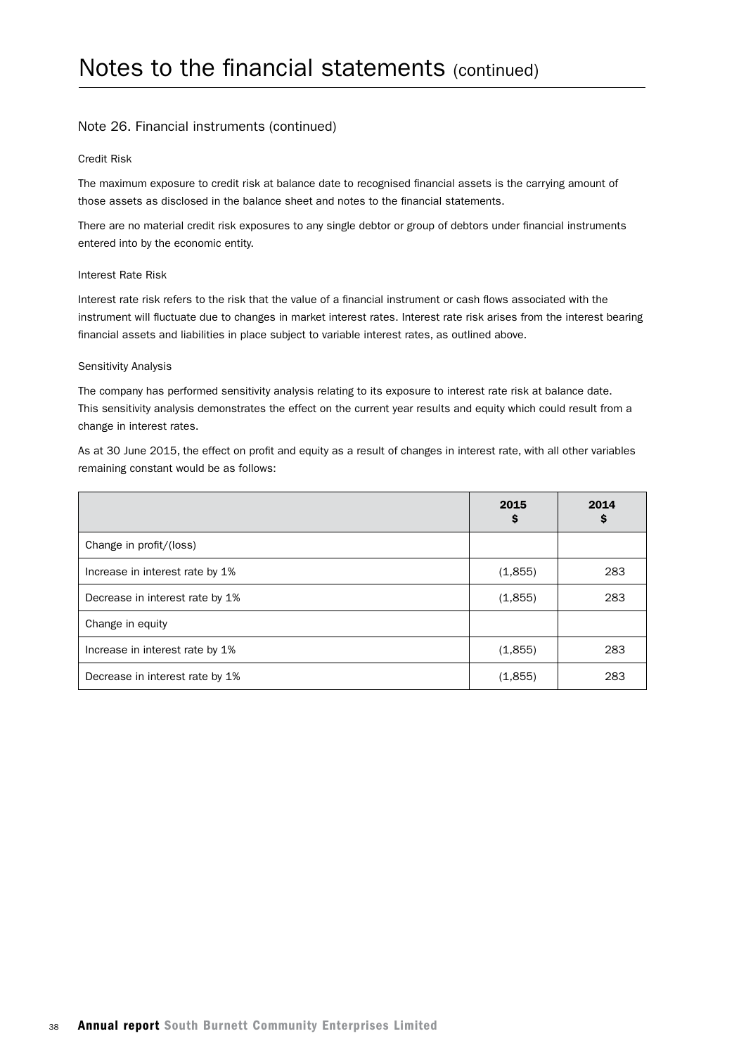# Notes to the financial statements (continued)

## Note 26. Financial instruments (continued)

### Credit Risk

The maximum exposure to credit risk at balance date to recognised financial assets is the carrying amount of those assets as disclosed in the balance sheet and notes to the financial statements.

There are no material credit risk exposures to any single debtor or group of debtors under financial instruments entered into by the economic entity.

### Interest Rate Risk

Interest rate risk refers to the risk that the value of a financial instrument or cash flows associated with the instrument will fluctuate due to changes in market interest rates. Interest rate risk arises from the interest bearing financial assets and liabilities in place subject to variable interest rates, as outlined above.

### Sensitivity Analysis

The company has performed sensitivity analysis relating to its exposure to interest rate risk at balance date. This sensitivity analysis demonstrates the effect on the current year results and equity which could result from a change in interest rates.

As at 30 June 2015, the effect on profit and equity as a result of changes in interest rate, with all other variables remaining constant would be as follows:

| | 2015 $ | 2014 $ |
|---|---|---|
| Change in profit/(loss) | | |
| Increase in interest rate by 1% | (1,855) | 283 |
| Decrease in interest rate by 1% | (1,855) | 283 |
| Change in equity | | |
| Increase in interest rate by 1% | (1,855) | 283 |
| Decrease in interest rate by 1% | (1,855) | 283 |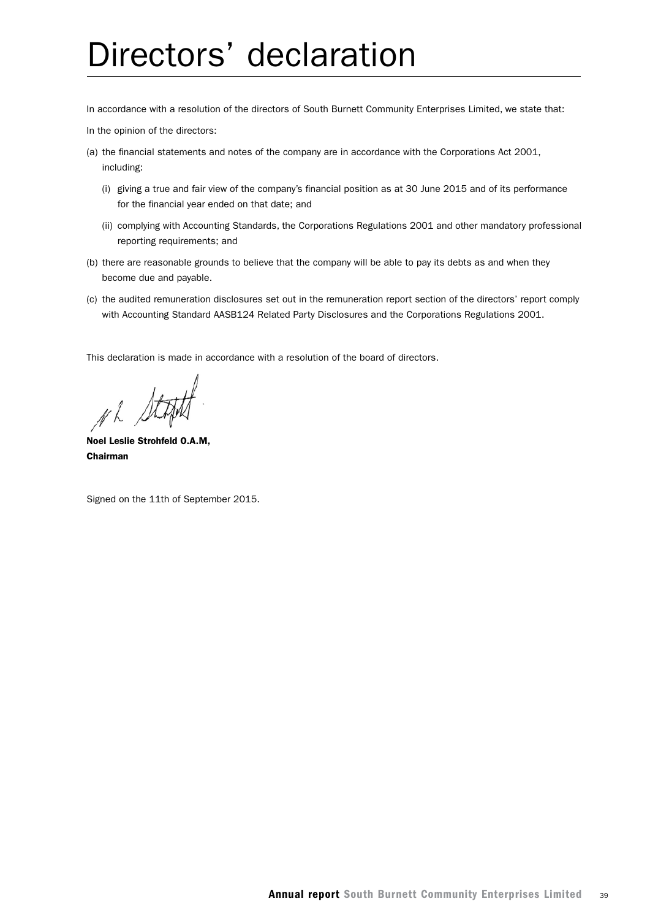# Directors' declaration

In accordance with a resolution of the directors of South Burnett Community Enterprises Limited, we state that:

In the opinion of the directors:

(a) the financial statements and notes of the company are in accordance with the Corporations Act 2001, including:

   (i) giving a true and fair view of the company's financial position as at 30 June 2015 and of its performance for the financial year ended on that date; and

   (ii) complying with Accounting Standards, the Corporations Regulations 2001 and other mandatory professional reporting requirements; and

(b) there are reasonable grounds to believe that the company will be able to pay its debts as and when they become due and payable.

(c) the audited remuneration disclosures set out in the remuneration report section of the directors' report comply with Accounting Standard AASB124 Related Party Disclosures and the Corporations Regulations 2001.

This declaration is made in accordance with a resolution of the board of directors.

**Noel Leslie Strohfeld O.A.M,**
**Chairman**

Signed on the 11th of September 2015.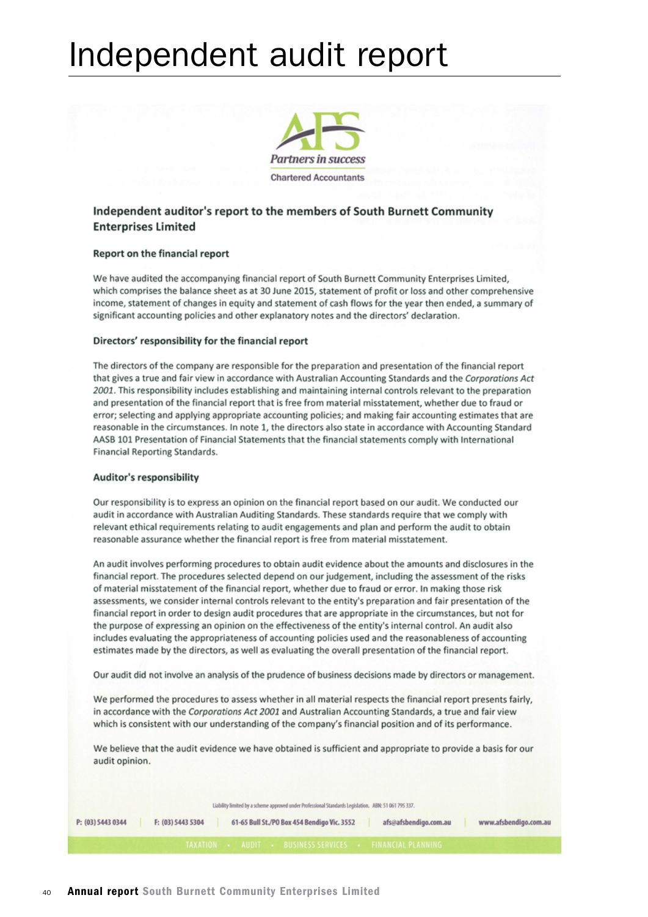# Independent audit report

AFS

*Partners in success*

Chartered Accountants

## Independent auditor's report to the members of South Burnett Community Enterprises Limited

### Report on the financial report

We have audited the accompanying financial report of South Burnett Community Enterprises Limited, which comprises the balance sheet as at 30 June 2015, statement of profit or loss and other comprehensive income, statement of changes in equity and statement of cash flows for the year then ended, a summary of significant accounting policies and other explanatory notes and the directors' declaration.

### Directors' responsibility for the financial report

The directors of the company are responsible for the preparation and presentation of the financial report that gives a true and fair view in accordance with Australian Accounting Standards and the *Corporations Act 2001*. This responsibility includes establishing and maintaining internal controls relevant to the preparation and presentation of the financial report that is free from material misstatement, whether due to fraud or error; selecting and applying appropriate accounting policies; and making fair accounting estimates that are reasonable in the circumstances. In note 1, the directors also state in accordance with Accounting Standard AASB 101 Presentation of Financial Statements that the financial statements comply with International Financial Reporting Standards.

### Auditor's responsibility

Our responsibility is to express an opinion on the financial report based on our audit. We conducted our audit in accordance with Australian Auditing Standards. These standards require that we comply with relevant ethical requirements relating to audit engagements and plan and perform the audit to obtain reasonable assurance whether the financial report is free from material misstatement.

An audit involves performing procedures to obtain audit evidence about the amounts and disclosures in the financial report. The procedures selected depend on our judgement, including the assessment of the risks of material misstatement of the financial report, whether due to fraud or error. In making those risk assessments, we consider internal controls relevant to the entity's preparation and fair presentation of the financial report in order to design audit procedures that are appropriate in the circumstances, but not for the purpose of expressing an opinion on the effectiveness of the entity's internal control. An audit also includes evaluating the appropriateness of accounting policies used and the reasonableness of accounting estimates made by the directors, as well as evaluating the overall presentation of the financial report.

Our audit did not involve an analysis of the prudence of business decisions made by directors or management.

We performed the procedures to assess whether in all material respects the financial report presents fairly, in accordance with the *Corporations Act 2001* and Australian Accounting Standards, a true and fair view which is consistent with our understanding of the company's financial position and of its performance.

We believe that the audit evidence we have obtained is sufficient and appropriate to provide a basis for our audit opinion.

Liability limited by a scheme approved under Professional Standards Legislation. ABN: 51 061 795 337.

P: (03) 5443 0344 | F: (03) 5443 5304 | 61-65 Bull St./PO Box 454 Bendigo Vic. 3552 | afs@afsbendigo.com.au | www.afsbendigo.com.au

TAXATION • AUDIT • BUSINESS SERVICES • FINANCIAL PLANNING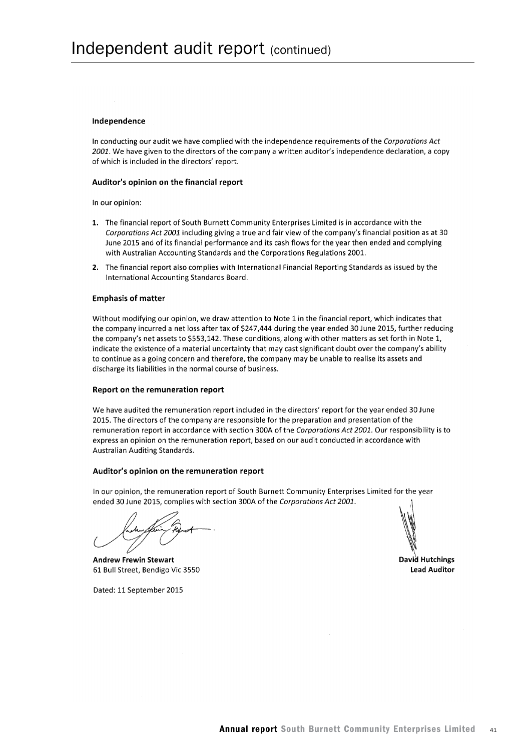# Independent audit report (continued)

### Independence

In conducting our audit we have complied with the independence requirements of the *Corporations Act 2001*. We have given to the directors of the company a written auditor's independence declaration, a copy of which is included in the directors' report.

### Auditor's opinion on the financial report

In our opinion:

1. The financial report of South Burnett Community Enterprises Limited is in accordance with the *Corporations Act 2001* including giving a true and fair view of the company's financial position as at 30 June 2015 and of its financial performance and its cash flows for the year then ended and complying with Australian Accounting Standards and the Corporations Regulations 2001.
2. The financial report also complies with International Financial Reporting Standards as issued by the International Accounting Standards Board.

### Emphasis of matter

Without modifying our opinion, we draw attention to Note 1 in the financial report, which indicates that the company incurred a net loss after tax of $247,444 during the year ended 30 June 2015, further reducing the company's net assets to $553,142. These conditions, along with other matters as set forth in Note 1, indicate the existence of a material uncertainty that may cast significant doubt over the company's ability to continue as a going concern and therefore, the company may be unable to realise its assets and discharge its liabilities in the normal course of business.

### Report on the remuneration report

We have audited the remuneration report included in the directors' report for the year ended 30 June 2015. The directors of the company are responsible for the preparation and presentation of the remuneration report in accordance with section 300A of the *Corporations Act 2001*. Our responsibility is to express an opinion on the remuneration report, based on our audit conducted in accordance with Australian Auditing Standards.

### Auditor's opinion on the remuneration report

In our opinion, the remuneration report of South Burnett Community Enterprises Limited for the year ended 30 June 2015, complies with section 300A of the *Corporations Act 2001*.

**Andrew Frewin Stewart**
61 Bull Street, Bendigo Vic 3550

Dated: 11 September 2015

**David Hutchings**
**Lead Auditor**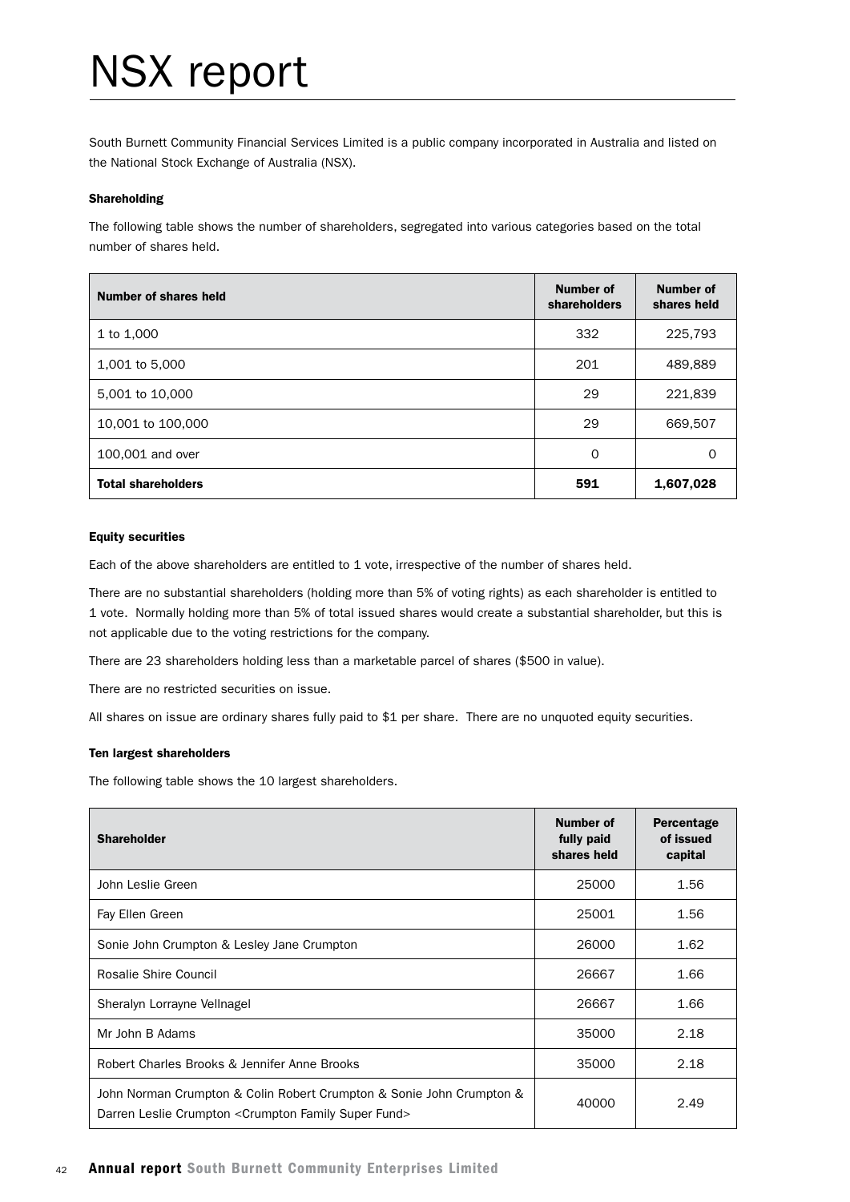# NSX report

South Burnett Community Financial Services Limited is a public company incorporated in Australia and listed on the National Stock Exchange of Australia (NSX).

### Shareholding

The following table shows the number of shareholders, segregated into various categories based on the total number of shares held.

| Number of shares held | Number of shareholders | Number of shares held |
|---|---|---|
| 1 to 1,000 | 332 | 225,793 |
| 1,001 to 5,000 | 201 | 489,889 |
| 5,001 to 10,000 | 29 | 221,839 |
| 10,001 to 100,000 | 29 | 669,507 |
| 100,001 and over | 0 | 0 |
| **Total shareholders** | **591** | **1,607,028** |

### Equity securities

Each of the above shareholders are entitled to 1 vote, irrespective of the number of shares held.

There are no substantial shareholders (holding more than 5% of voting rights) as each shareholder is entitled to 1 vote. Normally holding more than 5% of total issued shares would create a substantial shareholder, but this is not applicable due to the voting restrictions for the company.

There are 23 shareholders holding less than a marketable parcel of shares ($500 in value).

There are no restricted securities on issue.

All shares on issue are ordinary shares fully paid to $1 per share. There are no unquoted equity securities.

### Ten largest shareholders

The following table shows the 10 largest shareholders.

| Shareholder | Number of fully paid shares held | Percentage of issued capital |
|---|---|---|
| John Leslie Green | 25000 | 1.56 |
| Fay Ellen Green | 25001 | 1.56 |
| Sonie John Crumpton & Lesley Jane Crumpton | 26000 | 1.62 |
| Rosalie Shire Council | 26667 | 1.66 |
| Sheralyn Lorrayne Vellnagel | 26667 | 1.66 |
| Mr John B Adams | 35000 | 2.18 |
| Robert Charles Brooks & Jennifer Anne Brooks | 35000 | 2.18 |
| John Norman Crumpton & Colin Robert Crumpton & Sonie John Crumpton & Darren Leslie Crumpton <Crumpton Family Super Fund> | 40000 | 2.49 |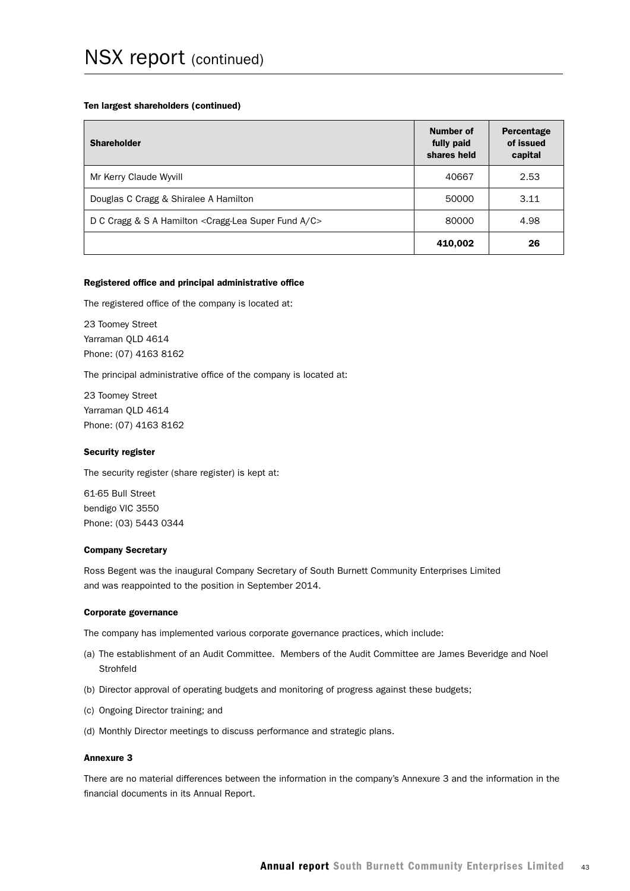# NSX report (continued)

### Ten largest shareholders (continued)

| Shareholder | Number of fully paid shares held | Percentage of issued capital |
|---|---|---|
| Mr Kerry Claude Wyvill | 40667 | 2.53 |
| Douglas C Cragg & Shiralee A Hamilton | 50000 | 3.11 |
| D C Cragg & S A Hamilton <Cragg-Lea Super Fund A/C> | 80000 | 4.98 |
| | **410,002** | **26** |

### Registered office and principal administrative office

The registered office of the company is located at:

23 Toomey Street
Yarraman QLD 4614
Phone: (07) 4163 8162

The principal administrative office of the company is located at:

23 Toomey Street
Yarraman QLD 4614
Phone: (07) 4163 8162

### Security register

The security register (share register) is kept at:

61-65 Bull Street
bendigo VIC 3550
Phone: (03) 5443 0344

### Company Secretary

Ross Begent was the inaugural Company Secretary of South Burnett Community Enterprises Limited and was reappointed to the position in September 2014.

### Corporate governance

The company has implemented various corporate governance practices, which include:

(a) The establishment of an Audit Committee. Members of the Audit Committee are James Beveridge and Noel Strohfeld

(b) Director approval of operating budgets and monitoring of progress against these budgets;

(c) Ongoing Director training; and

(d) Monthly Director meetings to discuss performance and strategic plans.

### Annexure 3

There are no material differences between the information in the company's Annexure 3 and the information in the financial documents in its Annual Report.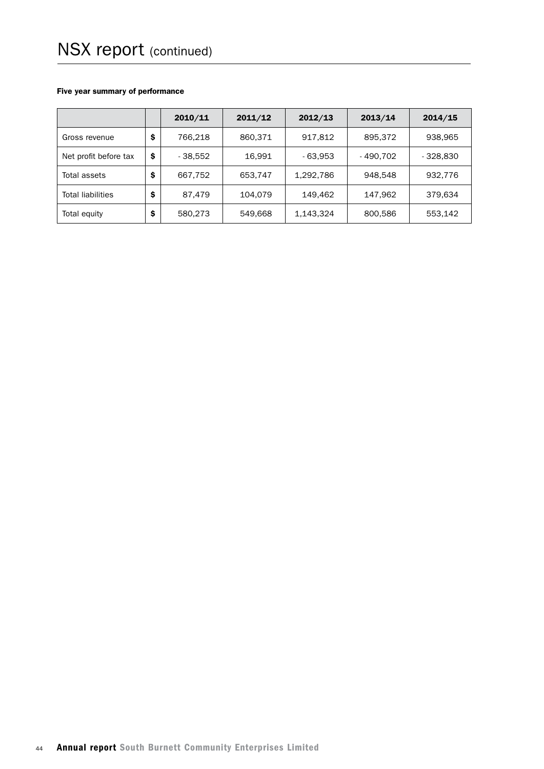# NSX report (continued)

**Five year summary of performance**

| | | 2010/11 | 2011/12 | 2012/13 | 2013/14 | 2014/15 |
|---|---|---|---|---|---|---|
| Gross revenue | $ | 766,218 | 860,371 | 917,812 | 895,372 | 938,965 |
| Net profit before tax | $ | - 38,552 | 16,991 | - 63,953 | - 490,702 | - 328,830 |
| Total assets | $ | 667,752 | 653,747 | 1,292,786 | 948,548 | 932,776 |
| Total liabilities | $ | 87,479 | 104,079 | 149,462 | 147,962 | 379,634 |
| Total equity | $ | 580,273 | 549,668 | 1,143,324 | 800,586 | 553,142 |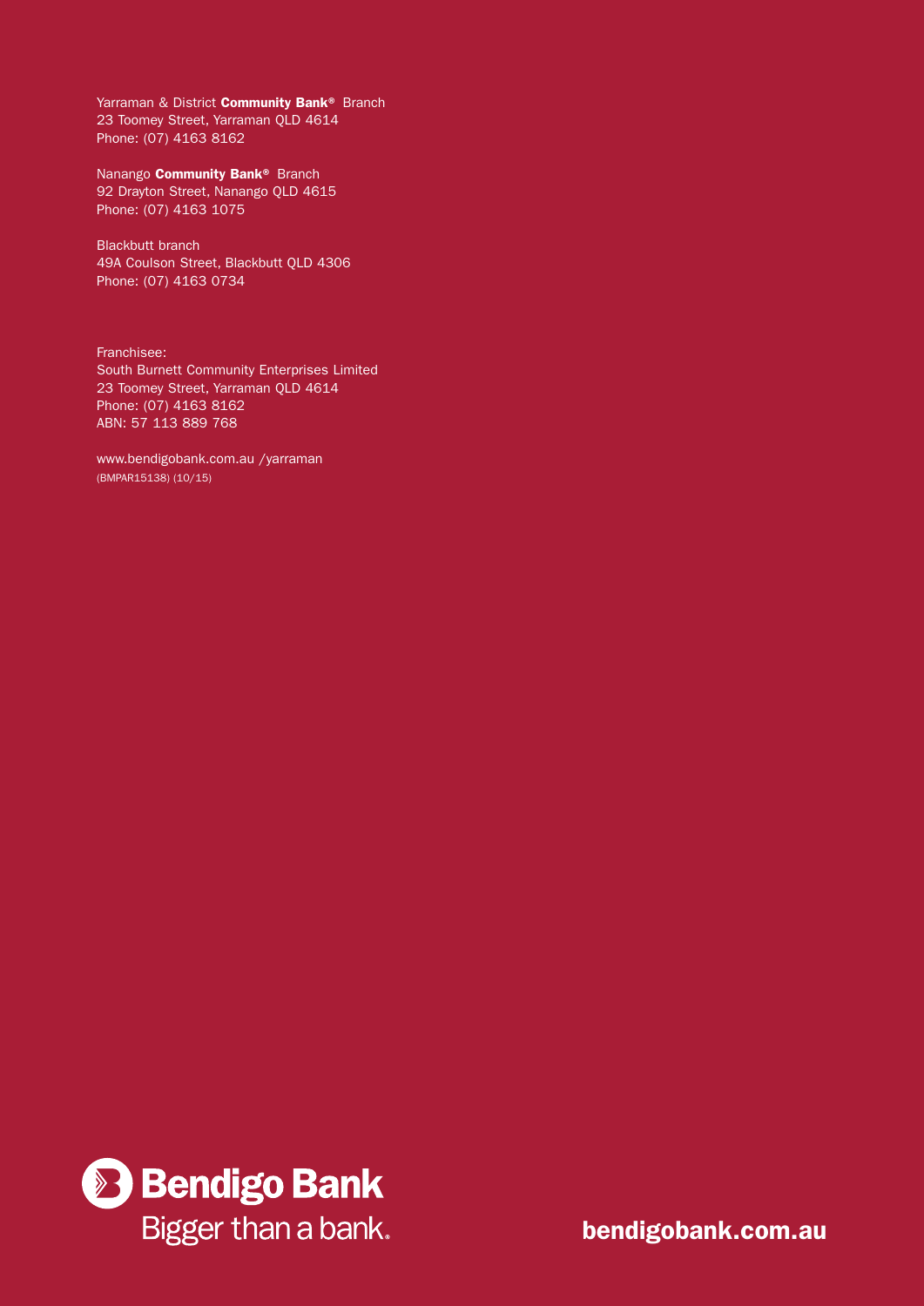Yarraman & District **Community Bank®** Branch
23 Toomey Street, Yarraman QLD 4614
Phone: (07) 4163 8162

Nanango **Community Bank®** Branch
92 Drayton Street, Nanango QLD 4615
Phone: (07) 4163 1075

Blackbutt branch
49A Coulson Street, Blackbutt QLD 4306
Phone: (07) 4163 0734

Franchisee:
South Burnett Community Enterprises Limited
23 Toomey Street, Yarraman QLD 4614
Phone: (07) 4163 8162
ABN: 57 113 889 768

www.bendigobank.com.au /yarraman
(BMPAR15138) (10/15)

**Bendigo Bank**
Bigger than a bank.

**bendigobank.com.au**